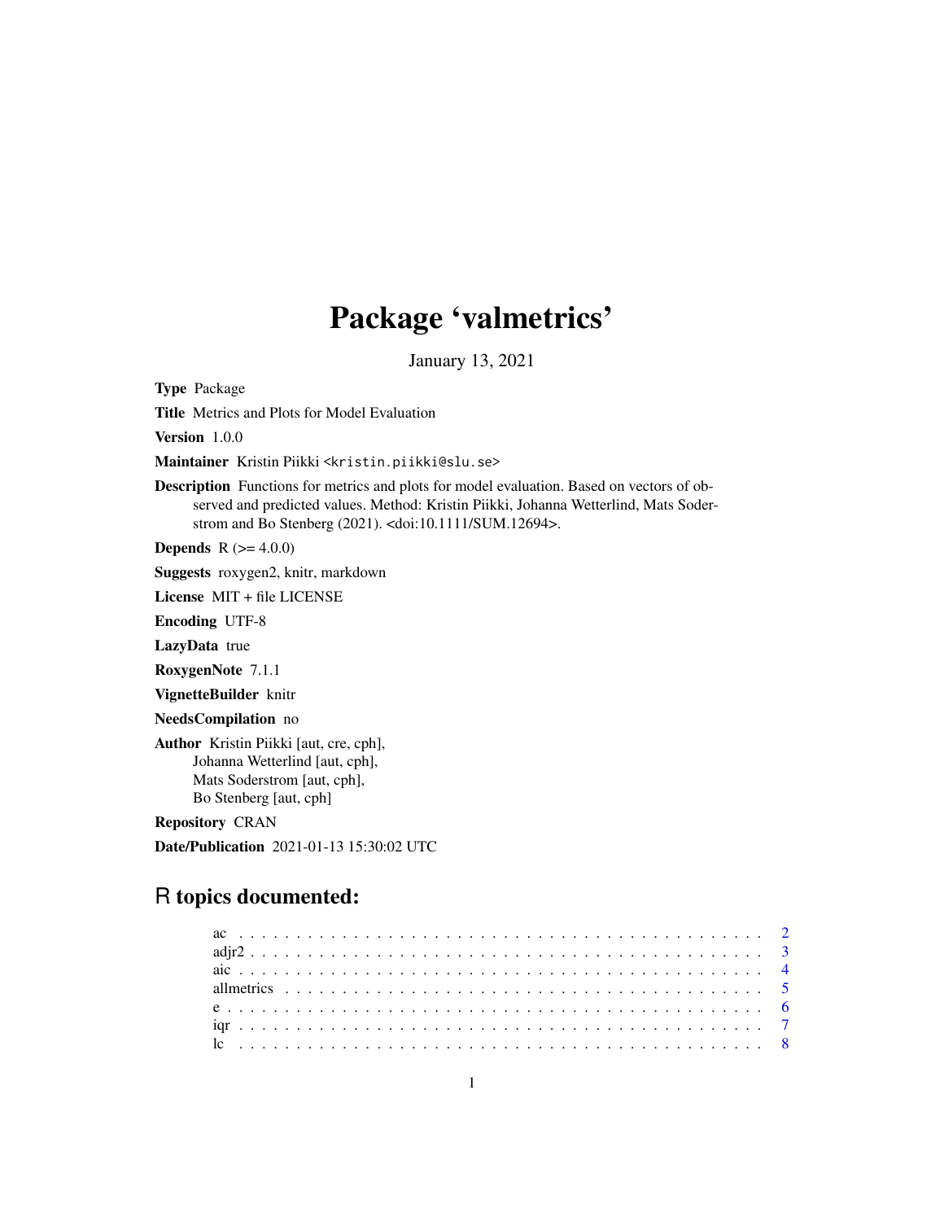# Package 'valmetrics'

January 13, 2021

**Type** Package

**Title** Metrics and Plots for Model Evaluation

**Version** 1.0.0

**Maintainer** Kristin Piikki <kristin.piikki@slu.se>

**Description** Functions for metrics and plots for model evaluation. Based on vectors of observed and predicted values. Method: Kristin Piikki, Johanna Wetterlind, Mats Soderstrom and Bo Stenberg (2021). <doi:10.1111/SUM.12694>.

**Depends** R (>= 4.0.0)

**Suggests** roxygen2, knitr, markdown

**License** MIT + file LICENSE

**Encoding** UTF-8

**LazyData** true

**RoxygenNote** 7.1.1

**VignetteBuilder** knitr

**NeedsCompilation** no

**Author** Kristin Piikki [aut, cre, cph],
Johanna Wetterlind [aut, cph],
Mats Soderstrom [aut, cph],
Bo Stenberg [aut, cph]

**Repository** CRAN

**Date/Publication** 2021-01-13 15:30:02 UTC

## R topics documented:

- ac . . . . . . . . . . . . . . . . . . . . . . . . . . . . . . . . . . . . . . . . . . . 2
- adjr2 . . . . . . . . . . . . . . . . . . . . . . . . . . . . . . . . . . . . . . . . . 3
- aic . . . . . . . . . . . . . . . . . . . . . . . . . . . . . . . . . . . . . . . . . . 4
- allmetrics . . . . . . . . . . . . . . . . . . . . . . . . . . . . . . . . . . . . . . 5
- e . . . . . . . . . . . . . . . . . . . . . . . . . . . . . . . . . . . . . . . . . . . 6
- iqr . . . . . . . . . . . . . . . . . . . . . . . . . . . . . . . . . . . . . . . . . . 7
- lc . . . . . . . . . . . . . . . . . . . . . . . . . . . . . . . . . . . . . . . . . . . 8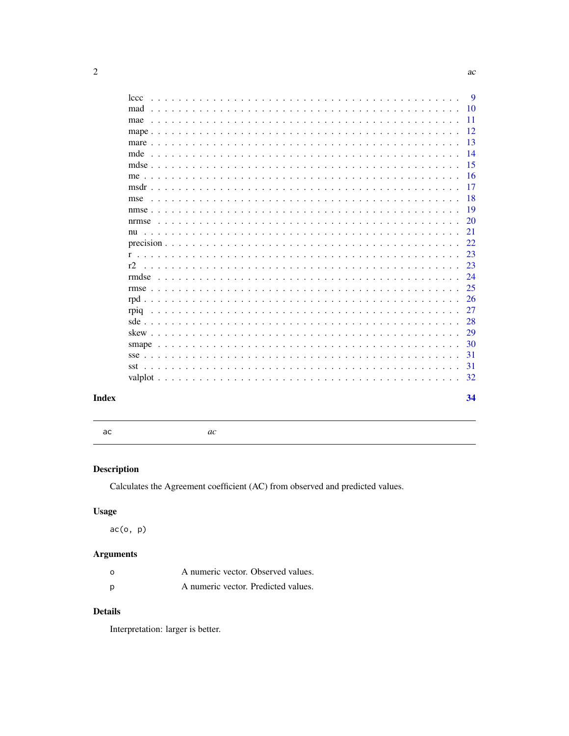| | |
|---|---|
| lccc | 9 |
| mad | 10 |
| mae | 11 |
| mape | 12 |
| mare | 13 |
| mde | 14 |
| mdse | 15 |
| me | 16 |
| msdr | 17 |
| mse | 18 |
| nmse | 19 |
| nrmse | 20 |
| nu | 21 |
| precision | 22 |
| r | 23 |
| r2 | 23 |
| rmdse | 24 |
| rmse | 25 |
| rpd | 26 |
| rpiq | 27 |
| sde | 28 |
| skew | 29 |
| smape | 30 |
| sse | 31 |
| sst | 31 |
| valplot | 32 |

**Index** **34**

---

`ac` *ac*

---

## Description

Calculates the Agreement coefficient (AC) from observed and predicted values.

## Usage

```
ac(o, p)
```

## Arguments

| | |
|---|---|
| o | A numeric vector. Observed values. |
| p | A numeric vector. Predicted values. |

## Details

Interpretation: larger is better.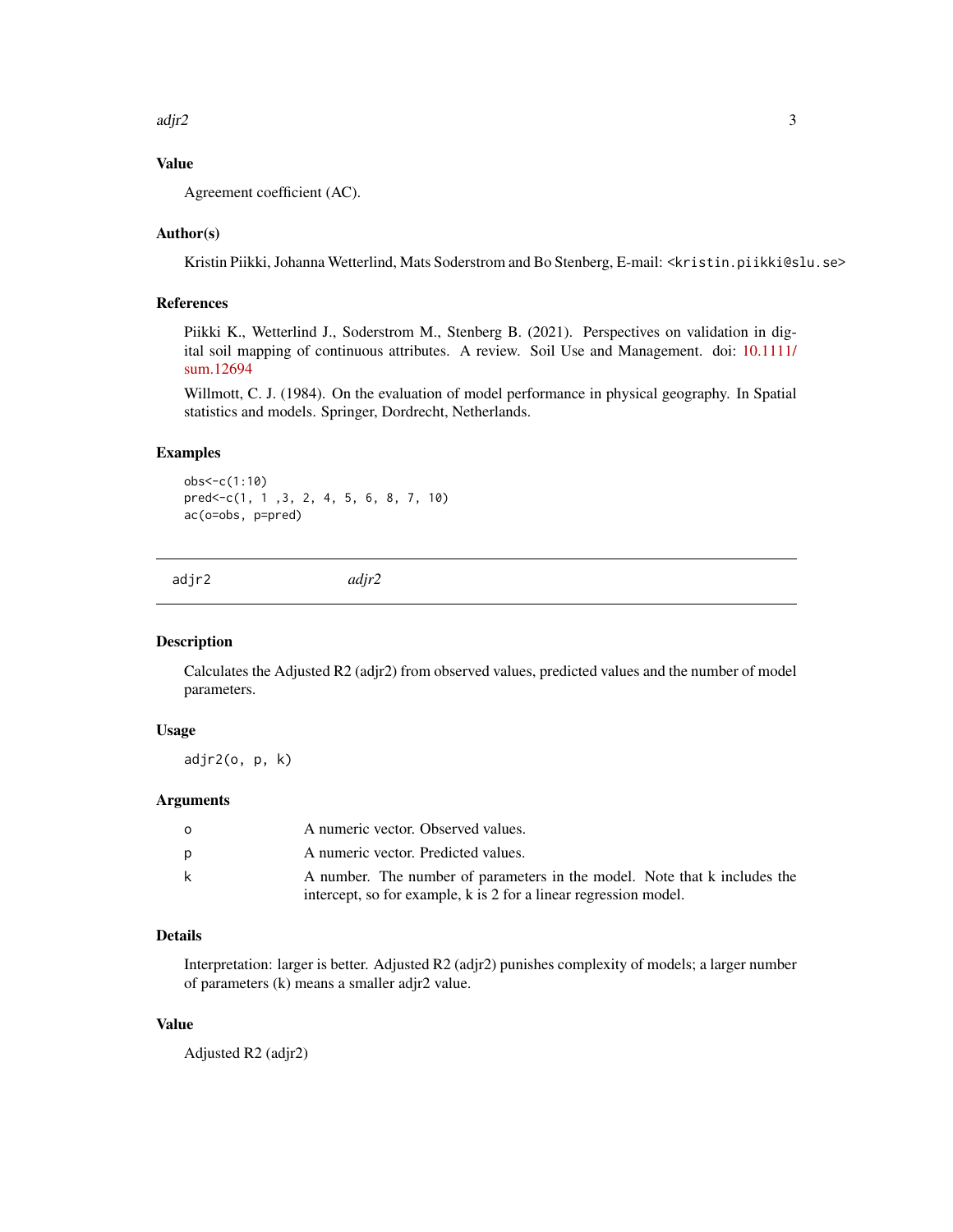## Value

Agreement coefficient (AC).

## Author(s)

Kristin Piikki, Johanna Wetterlind, Mats Soderstrom and Bo Stenberg, E-mail: <kristin.piikki@slu.se>

## References

Piikki K., Wetterlind J., Soderstrom M., Stenberg B. (2021). Perspectives on validation in digital soil mapping of continuous attributes. A review. Soil Use and Management. doi: 10.1111/sum.12694

Willmott, C. J. (1984). On the evaluation of model performance in physical geography. In Spatial statistics and models. Springer, Dordrecht, Netherlands.

## Examples

```
obs<-c(1:10)
pred<-c(1, 1 ,3, 2, 4, 5, 6, 8, 7, 10)
ac(o=obs, p=pred)
```

---

# adjr2 — *adjr2*

## Description

Calculates the Adjusted R2 (adjr2) from observed values, predicted values and the number of model parameters.

## Usage

```
adjr2(o, p, k)
```

## Arguments

| | |
|---|---|
| o | A numeric vector. Observed values. |
| p | A numeric vector. Predicted values. |
| k | A number. The number of parameters in the model. Note that k includes the intercept, so for example, k is 2 for a linear regression model. |

## Details

Interpretation: larger is better. Adjusted R2 (adjr2) punishes complexity of models; a larger number of parameters (k) means a smaller adjr2 value.

## Value

Adjusted R2 (adjr2)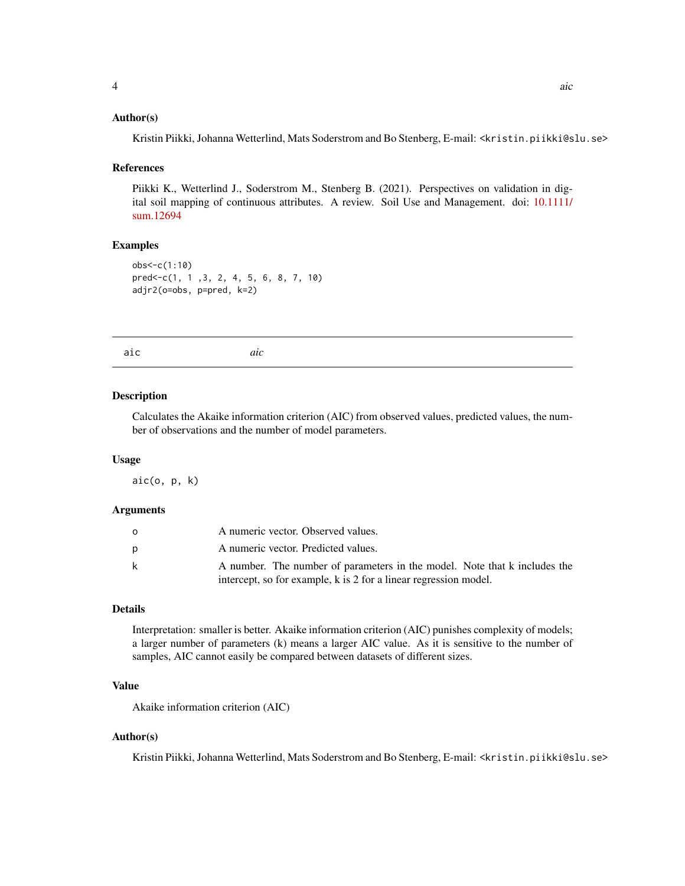### Author(s)

Kristin Piikki, Johanna Wetterlind, Mats Soderstrom and Bo Stenberg, E-mail: <kristin.piikki@slu.se>

### References

Piikki K., Wetterlind J., Soderstrom M., Stenberg B. (2021). Perspectives on validation in digital soil mapping of continuous attributes. A review. Soil Use and Management. doi: 10.1111/sum.12694

### Examples

```
obs<-c(1:10)
pred<-c(1, 1 ,3, 2, 4, 5, 6, 8, 7, 10)
adjr2(o=obs, p=pred, k=2)
```

---

## aic — *aic*

### Description

Calculates the Akaike information criterion (AIC) from observed values, predicted values, the number of observations and the number of model parameters.

### Usage

```
aic(o, p, k)
```

### Arguments

| | |
|---|---|
| o | A numeric vector. Observed values. |
| p | A numeric vector. Predicted values. |
| k | A number. The number of parameters in the model. Note that k includes the intercept, so for example, k is 2 for a linear regression model. |

### Details

Interpretation: smaller is better. Akaike information criterion (AIC) punishes complexity of models; a larger number of parameters (k) means a larger AIC value. As it is sensitive to the number of samples, AIC cannot easily be compared between datasets of different sizes.

### Value

Akaike information criterion (AIC)

### Author(s)

Kristin Piikki, Johanna Wetterlind, Mats Soderstrom and Bo Stenberg, E-mail: <kristin.piikki@slu.se>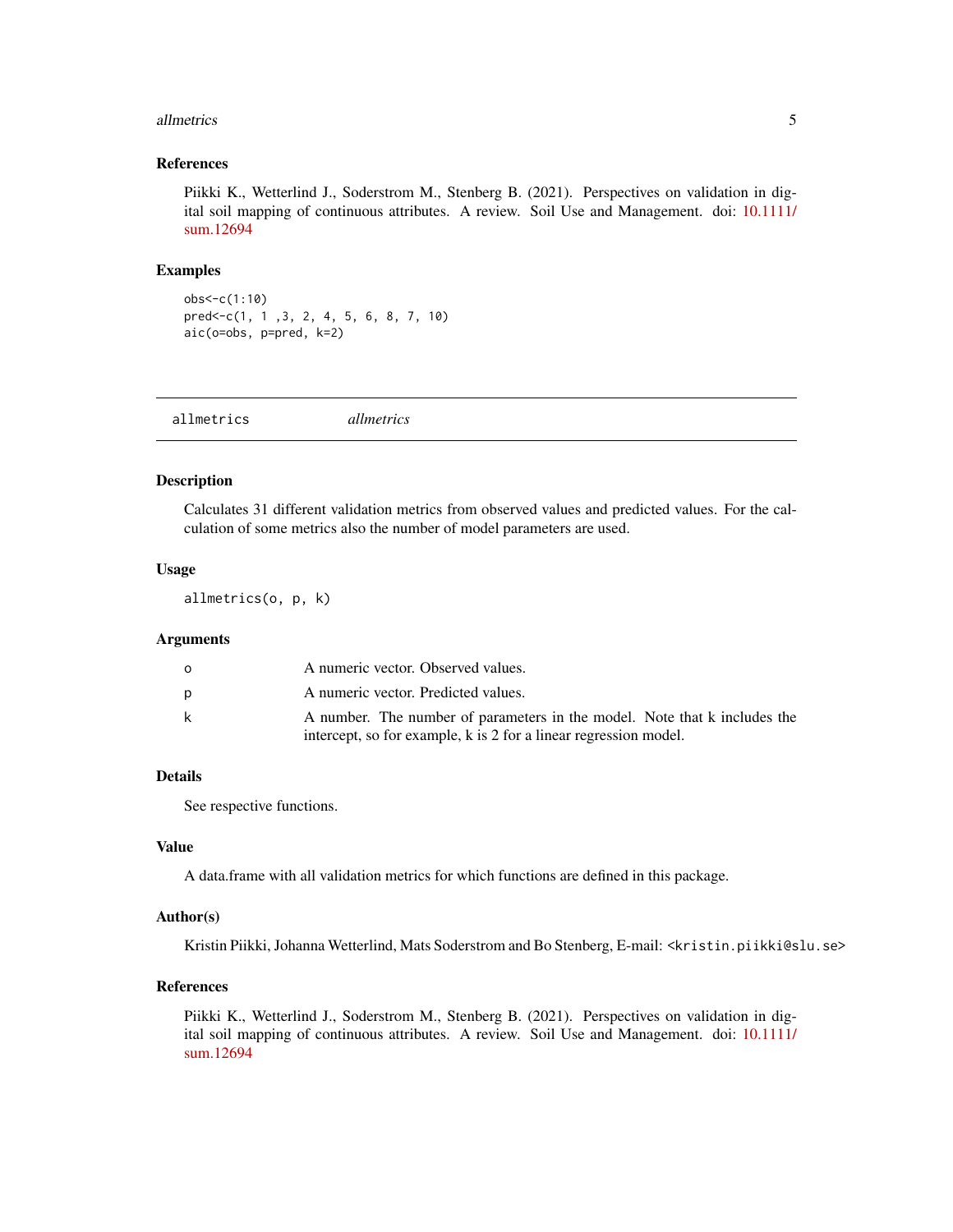### References

Piikki K., Wetterlind J., Soderstrom M., Stenberg B. (2021). Perspectives on validation in digital soil mapping of continuous attributes. A review. Soil Use and Management. doi: 10.1111/sum.12694

### Examples

```
obs<-c(1:10)
pred<-c(1, 1 ,3, 2, 4, 5, 6, 8, 7, 10)
aic(o=obs, p=pred, k=2)
```

---

## allmetrics *allmetrics*

---

### Description

Calculates 31 different validation metrics from observed values and predicted values. For the calculation of some metrics also the number of model parameters are used.

### Usage

```
allmetrics(o, p, k)
```

### Arguments

| | |
|---|---|
| o | A numeric vector. Observed values. |
| p | A numeric vector. Predicted values. |
| k | A number. The number of parameters in the model. Note that k includes the intercept, so for example, k is 2 for a linear regression model. |

### Details

See respective functions.

### Value

A data.frame with all validation metrics for which functions are defined in this package.

### Author(s)

Kristin Piikki, Johanna Wetterlind, Mats Soderstrom and Bo Stenberg, E-mail: <kristin.piikki@slu.se>

### References

Piikki K., Wetterlind J., Soderstrom M., Stenberg B. (2021). Perspectives on validation in digital soil mapping of continuous attributes. A review. Soil Use and Management. doi: 10.1111/sum.12694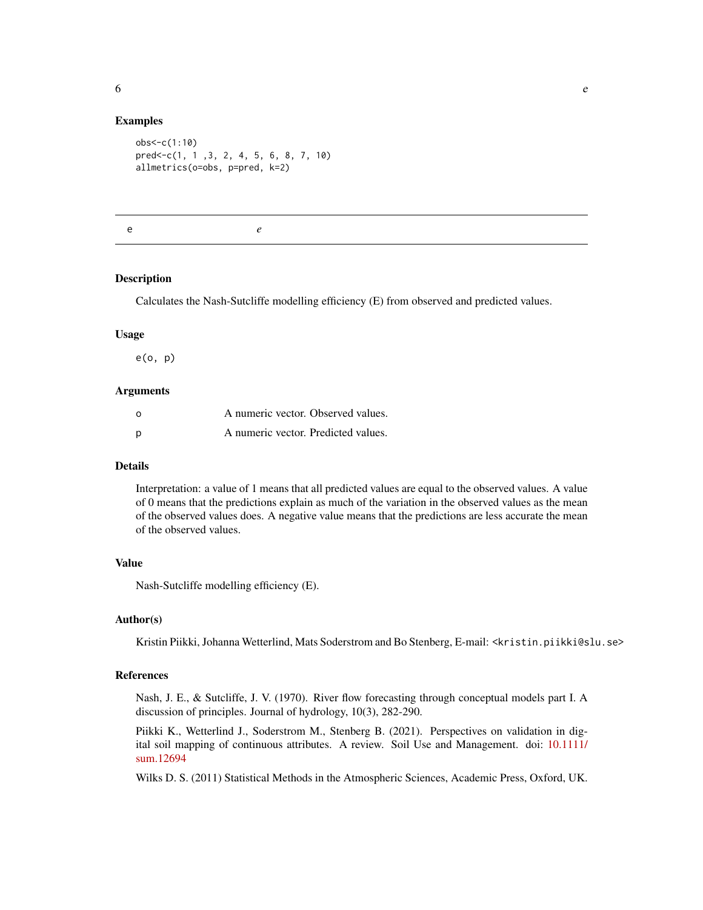## Examples

```
obs<-c(1:10)
pred<-c(1, 1 ,3, 2, 4, 5, 6, 8, 7, 10)
allmetrics(o=obs, p=pred, k=2)
```

---

e                         *e*

---

### Description

Calculates the Nash-Sutcliffe modelling efficiency (E) from observed and predicted values.

### Usage

```
e(o, p)
```

### Arguments

| | |
|---|---|
| o | A numeric vector. Observed values. |
| p | A numeric vector. Predicted values. |

### Details

Interpretation: a value of 1 means that all predicted values are equal to the observed values. A value of 0 means that the predictions explain as much of the variation in the observed values as the mean of the observed values does. A negative value means that the predictions are less accurate the mean of the observed values.

### Value

Nash-Sutcliffe modelling efficiency (E).

### Author(s)

Kristin Piikki, Johanna Wetterlind, Mats Soderstrom and Bo Stenberg, E-mail: <kristin.piikki@slu.se>

### References

Nash, J. E., & Sutcliffe, J. V. (1970). River flow forecasting through conceptual models part I. A discussion of principles. Journal of hydrology, 10(3), 282-290.

Piikki K., Wetterlind J., Soderstrom M., Stenberg B. (2021). Perspectives on validation in digital soil mapping of continuous attributes. A review. Soil Use and Management. doi: 10.1111/sum.12694

Wilks D. S. (2011) Statistical Methods in the Atmospheric Sciences, Academic Press, Oxford, UK.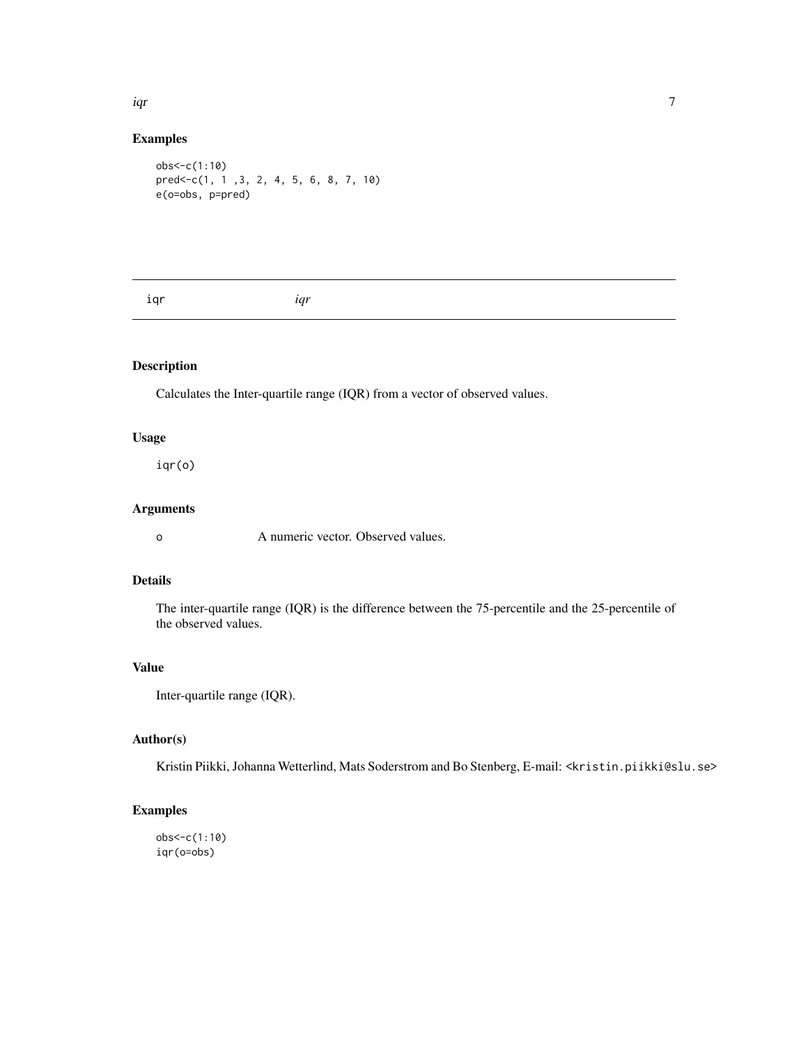## Examples

```
obs<-c(1:10)
pred<-c(1, 1 ,3, 2, 4, 5, 6, 8, 7, 10)
e(o=obs, p=pred)
```

---

iqr *iqr*

---

### Description

Calculates the Inter-quartile range (IQR) from a vector of observed values.

### Usage

```
iqr(o)
```

### Arguments

| | |
|---|---|
| o | A numeric vector. Observed values. |

### Details

The inter-quartile range (IQR) is the difference between the 75-percentile and the 25-percentile of the observed values.

### Value

Inter-quartile range (IQR).

### Author(s)

Kristin Piikki, Johanna Wetterlind, Mats Soderstrom and Bo Stenberg, E-mail: <kristin.piikki@slu.se>

### Examples

```
obs<-c(1:10)
iqr(o=obs)
```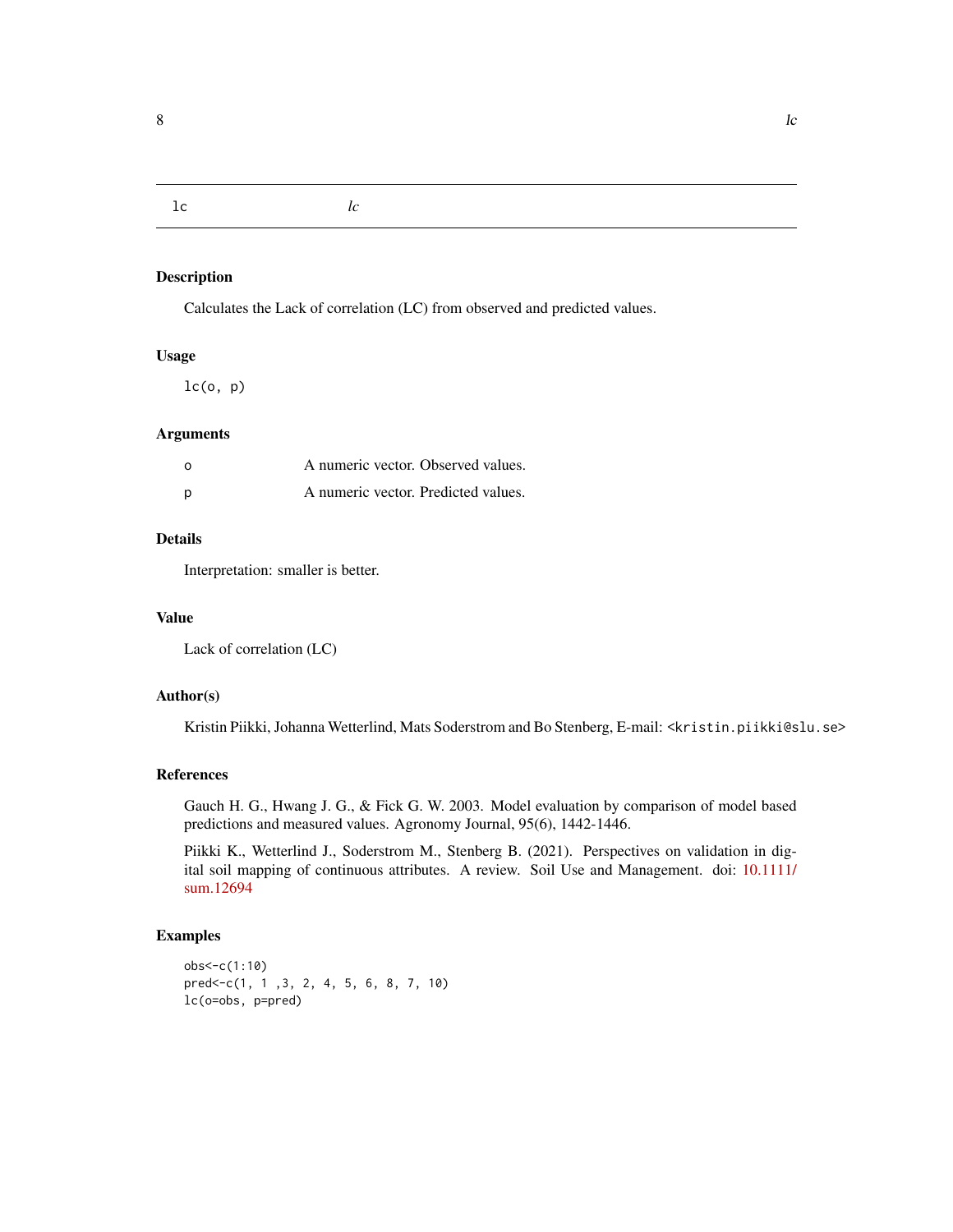# lc — *lc*

## Description

Calculates the Lack of correlation (LC) from observed and predicted values.

## Usage

```
lc(o, p)
```

## Arguments

| | |
|---|---|
| o | A numeric vector. Observed values. |
| p | A numeric vector. Predicted values. |

## Details

Interpretation: smaller is better.

## Value

Lack of correlation (LC)

## Author(s)

Kristin Piikki, Johanna Wetterlind, Mats Soderstrom and Bo Stenberg, E-mail: <kristin.piikki@slu.se>

## References

Gauch H. G., Hwang J. G., & Fick G. W. 2003. Model evaluation by comparison of model based predictions and measured values. Agronomy Journal, 95(6), 1442-1446.

Piikki K., Wetterlind J., Soderstrom M., Stenberg B. (2021). Perspectives on validation in digital soil mapping of continuous attributes. A review. Soil Use and Management. doi: 10.1111/sum.12694

## Examples

```
obs<-c(1:10)
pred<-c(1, 1 ,3, 2, 4, 5, 6, 8, 7, 10)
lc(o=obs, p=pred)
```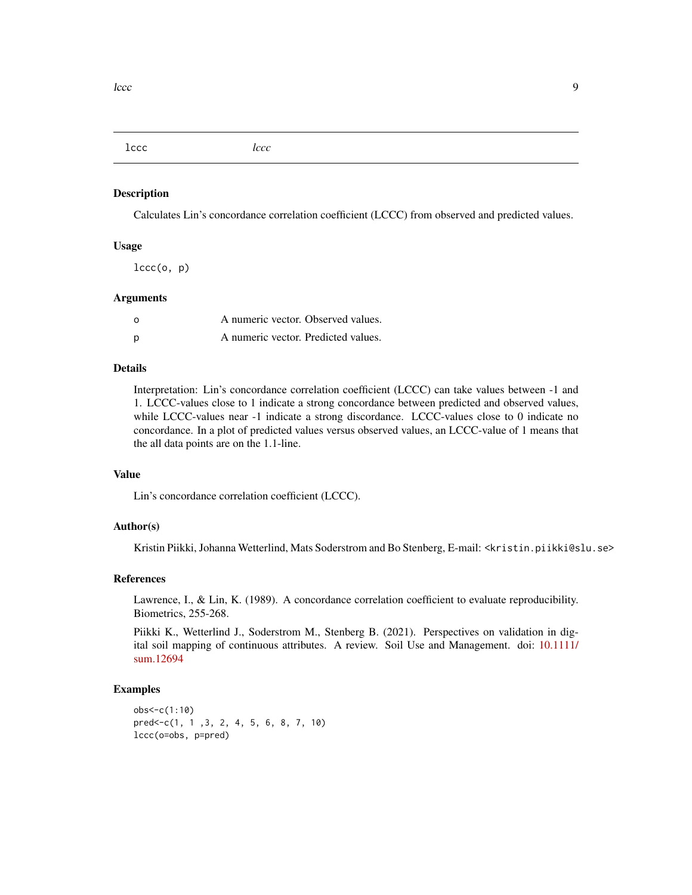## lccc *lccc*

### Description

Calculates Lin's concordance correlation coefficient (LCCC) from observed and predicted values.

### Usage

```
lccc(o, p)
```

### Arguments

| | |
|---|---|
| o | A numeric vector. Observed values. |
| p | A numeric vector. Predicted values. |

### Details

Interpretation: Lin's concordance correlation coefficient (LCCC) can take values between -1 and 1. LCCC-values close to 1 indicate a strong concordance between predicted and observed values, while LCCC-values near -1 indicate a strong discordance. LCCC-values close to 0 indicate no concordance. In a plot of predicted values versus observed values, an LCCC-value of 1 means that the all data points are on the 1.1-line.

### Value

Lin's concordance correlation coefficient (LCCC).

### Author(s)

Kristin Piikki, Johanna Wetterlind, Mats Soderstrom and Bo Stenberg, E-mail: <kristin.piikki@slu.se>

### References

Lawrence, I., & Lin, K. (1989). A concordance correlation coefficient to evaluate reproducibility. Biometrics, 255-268.

Piikki K., Wetterlind J., Soderstrom M., Stenberg B. (2021). Perspectives on validation in digital soil mapping of continuous attributes. A review. Soil Use and Management. doi: 10.1111/sum.12694

### Examples

```
obs<-c(1:10)
pred<-c(1, 1 ,3, 2, 4, 5, 6, 8, 7, 10)
lccc(o=obs, p=pred)
```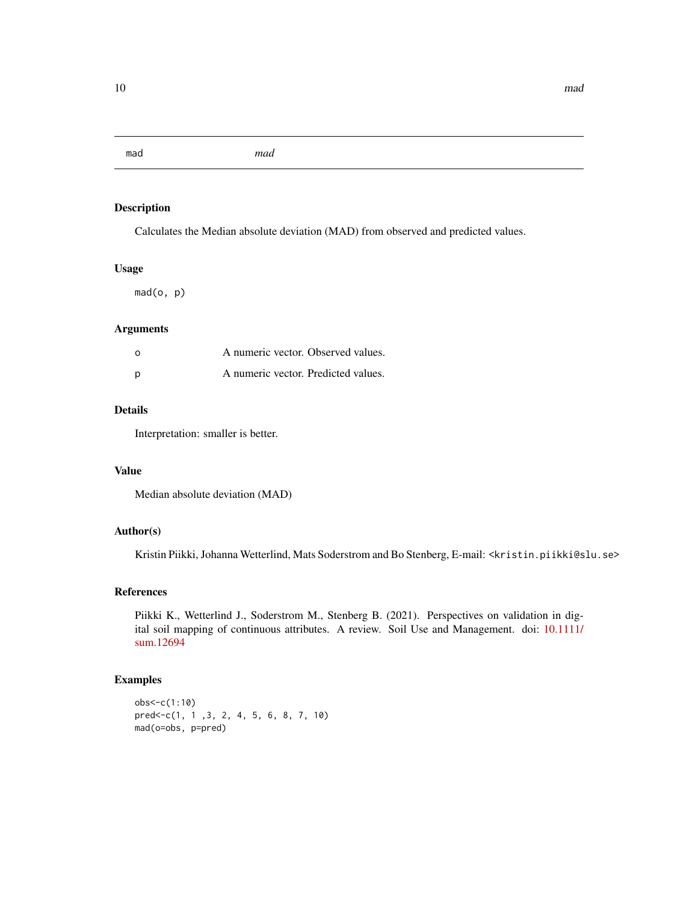# mad — *mad*

## Description

Calculates the Median absolute deviation (MAD) from observed and predicted values.

## Usage

```
mad(o, p)
```

## Arguments

| | |
|---|---|
| o | A numeric vector. Observed values. |
| p | A numeric vector. Predicted values. |

## Details

Interpretation: smaller is better.

## Value

Median absolute deviation (MAD)

## Author(s)

Kristin Piikki, Johanna Wetterlind, Mats Soderstrom and Bo Stenberg, E-mail: <kristin.piikki@slu.se>

## References

Piikki K., Wetterlind J., Soderstrom M., Stenberg B. (2021). Perspectives on validation in digital soil mapping of continuous attributes. A review. Soil Use and Management. doi: 10.1111/sum.12694

## Examples

```
obs<-c(1:10)
pred<-c(1, 1 ,3, 2, 4, 5, 6, 8, 7, 10)
mad(o=obs, p=pred)
```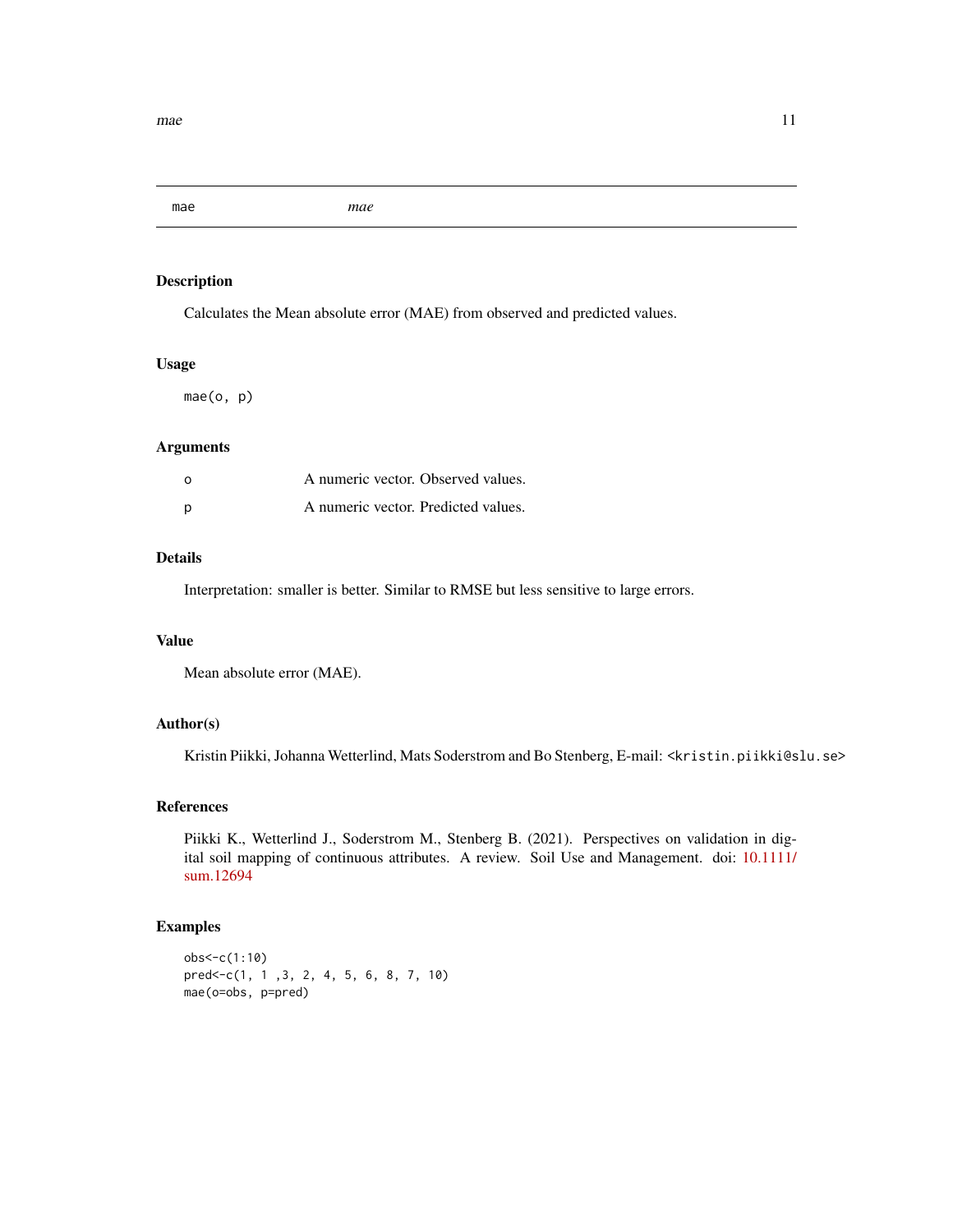## mae &nbsp;&nbsp;&nbsp;&nbsp;&nbsp;&nbsp;&nbsp;&nbsp; *mae*

### Description

Calculates the Mean absolute error (MAE) from observed and predicted values.

### Usage

```
mae(o, p)
```

### Arguments

| | |
|---|---|
| o | A numeric vector. Observed values. |
| p | A numeric vector. Predicted values. |

### Details

Interpretation: smaller is better. Similar to RMSE but less sensitive to large errors.

### Value

Mean absolute error (MAE).

### Author(s)

Kristin Piikki, Johanna Wetterlind, Mats Soderstrom and Bo Stenberg, E-mail: <kristin.piikki@slu.se>

### References

Piikki K., Wetterlind J., Soderstrom M., Stenberg B. (2021). Perspectives on validation in digital soil mapping of continuous attributes. A review. Soil Use and Management. doi: 10.1111/sum.12694

### Examples

```
obs<-c(1:10)
pred<-c(1, 1 ,3, 2, 4, 5, 6, 8, 7, 10)
mae(o=obs, p=pred)
```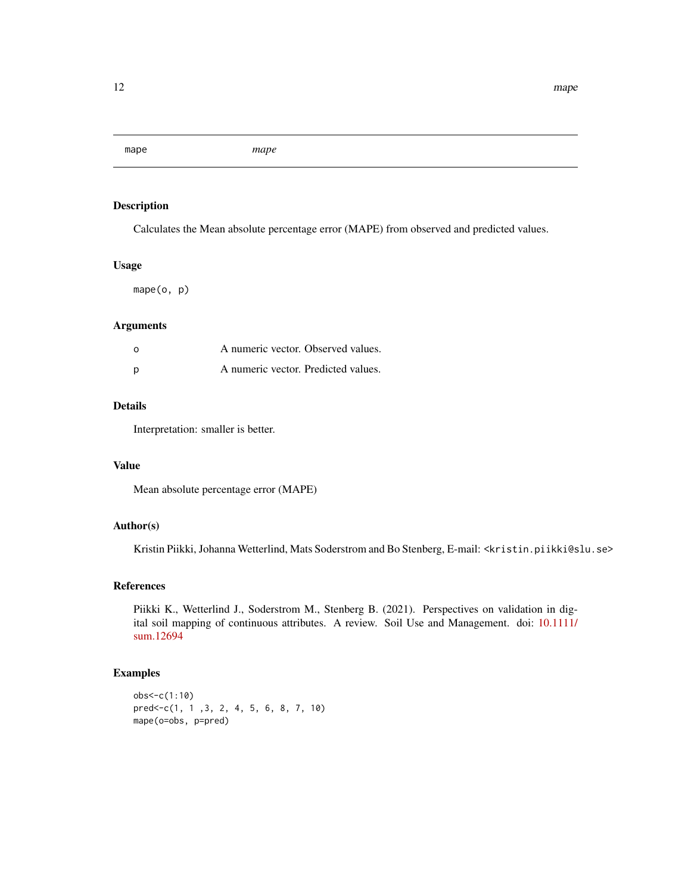# mape

*mape*

## Description

Calculates the Mean absolute percentage error (MAPE) from observed and predicted values.

## Usage

```
mape(o, p)
```

## Arguments

| | |
|---|---|
| o | A numeric vector. Observed values. |
| p | A numeric vector. Predicted values. |

## Details

Interpretation: smaller is better.

## Value

Mean absolute percentage error (MAPE)

## Author(s)

Kristin Piikki, Johanna Wetterlind, Mats Soderstrom and Bo Stenberg, E-mail: <kristin.piikki@slu.se>

## References

Piikki K., Wetterlind J., Soderstrom M., Stenberg B. (2021). Perspectives on validation in digital soil mapping of continuous attributes. A review. Soil Use and Management. doi: 10.1111/sum.12694

## Examples

```
obs<-c(1:10)
pred<-c(1, 1 ,3, 2, 4, 5, 6, 8, 7, 10)
mape(o=obs, p=pred)
```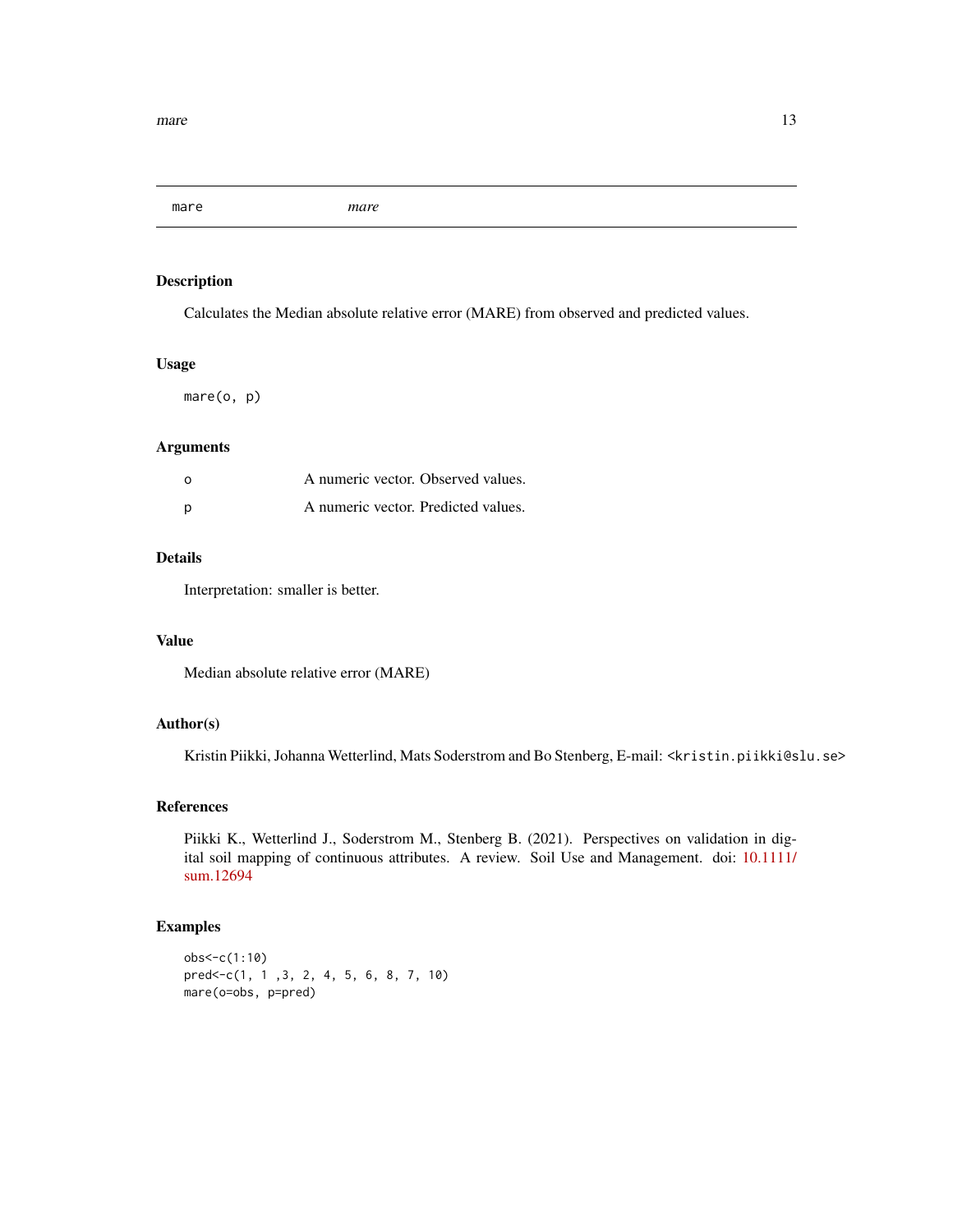# mare *mare*

## Description

Calculates the Median absolute relative error (MARE) from observed and predicted values.

## Usage

```
mare(o, p)
```

## Arguments

| | |
|---|---|
| o | A numeric vector. Observed values. |
| p | A numeric vector. Predicted values. |

## Details

Interpretation: smaller is better.

## Value

Median absolute relative error (MARE)

## Author(s)

Kristin Piikki, Johanna Wetterlind, Mats Soderstrom and Bo Stenberg, E-mail: <kristin.piikki@slu.se>

## References

Piikki K., Wetterlind J., Soderstrom M., Stenberg B. (2021). Perspectives on validation in digital soil mapping of continuous attributes. A review. Soil Use and Management. doi: 10.1111/sum.12694

## Examples

```
obs<-c(1:10)
pred<-c(1, 1 ,3, 2, 4, 5, 6, 8, 7, 10)
mare(o=obs, p=pred)
```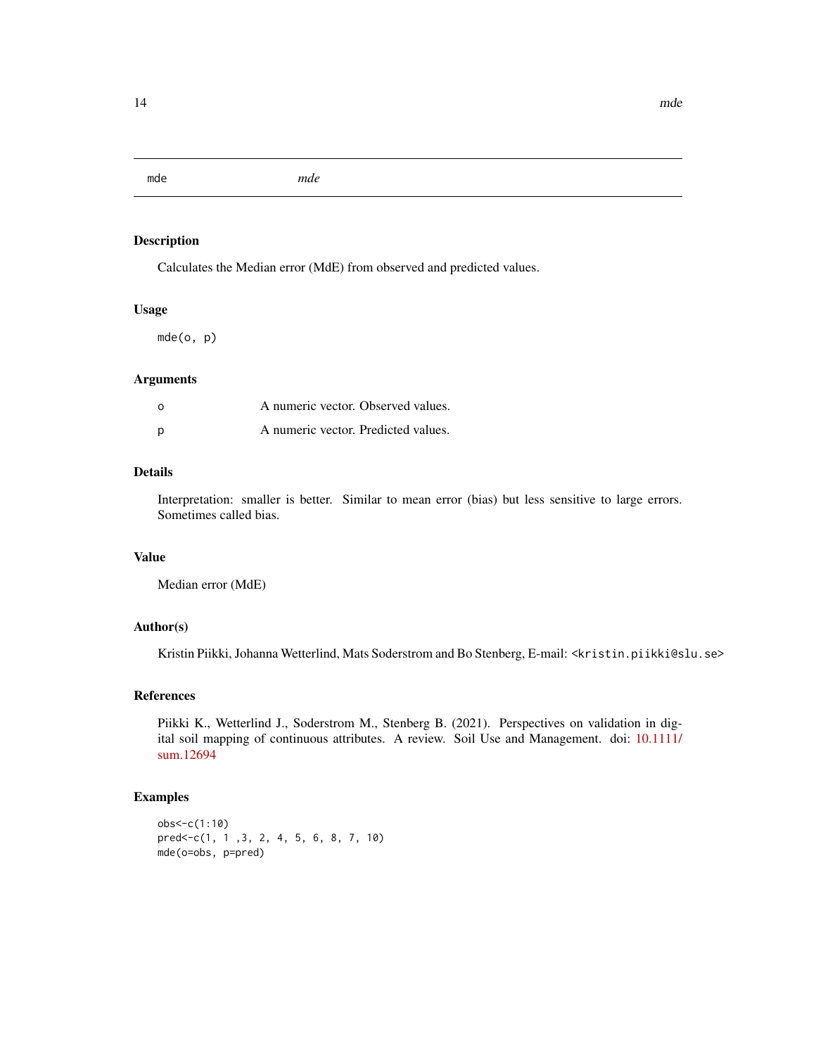# mde

*mde*

## Description

Calculates the Median error (MdE) from observed and predicted values.

## Usage

```
mde(o, p)
```

## Arguments

| | |
|---|---|
| o | A numeric vector. Observed values. |
| p | A numeric vector. Predicted values. |

## Details

Interpretation: smaller is better. Similar to mean error (bias) but less sensitive to large errors. Sometimes called bias.

## Value

Median error (MdE)

## Author(s)

Kristin Piikki, Johanna Wetterlind, Mats Soderstrom and Bo Stenberg, E-mail: <kristin.piikki@slu.se>

## References

Piikki K., Wetterlind J., Soderstrom M., Stenberg B. (2021). Perspectives on validation in digital soil mapping of continuous attributes. A review. Soil Use and Management. doi: 10.1111/sum.12694

## Examples

```
obs<-c(1:10)
pred<-c(1, 1 ,3, 2, 4, 5, 6, 8, 7, 10)
mde(o=obs, p=pred)
```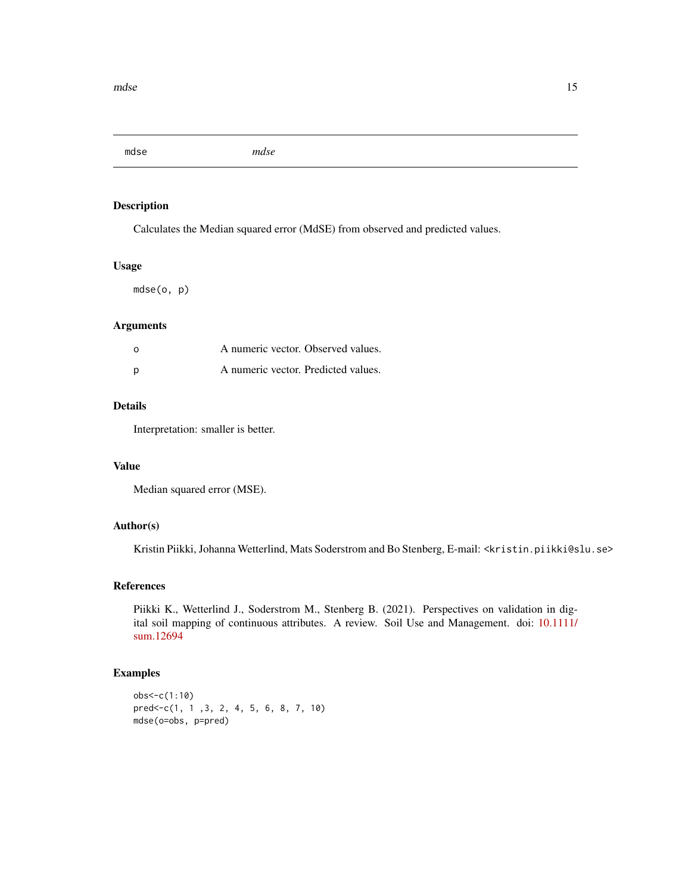## mdse — *mdse*

### Description

Calculates the Median squared error (MdSE) from observed and predicted values.

### Usage

```
mdse(o, p)
```

### Arguments

| | |
|---|---|
| o | A numeric vector. Observed values. |
| p | A numeric vector. Predicted values. |

### Details

Interpretation: smaller is better.

### Value

Median squared error (MSE).

### Author(s)

Kristin Piikki, Johanna Wetterlind, Mats Soderstrom and Bo Stenberg, E-mail: <kristin.piikki@slu.se>

### References

Piikki K., Wetterlind J., Soderstrom M., Stenberg B. (2021). Perspectives on validation in digital soil mapping of continuous attributes. A review. Soil Use and Management. doi: 10.1111/sum.12694

### Examples

```
obs<-c(1:10)
pred<-c(1, 1 ,3, 2, 4, 5, 6, 8, 7, 10)
mdse(o=obs, p=pred)
```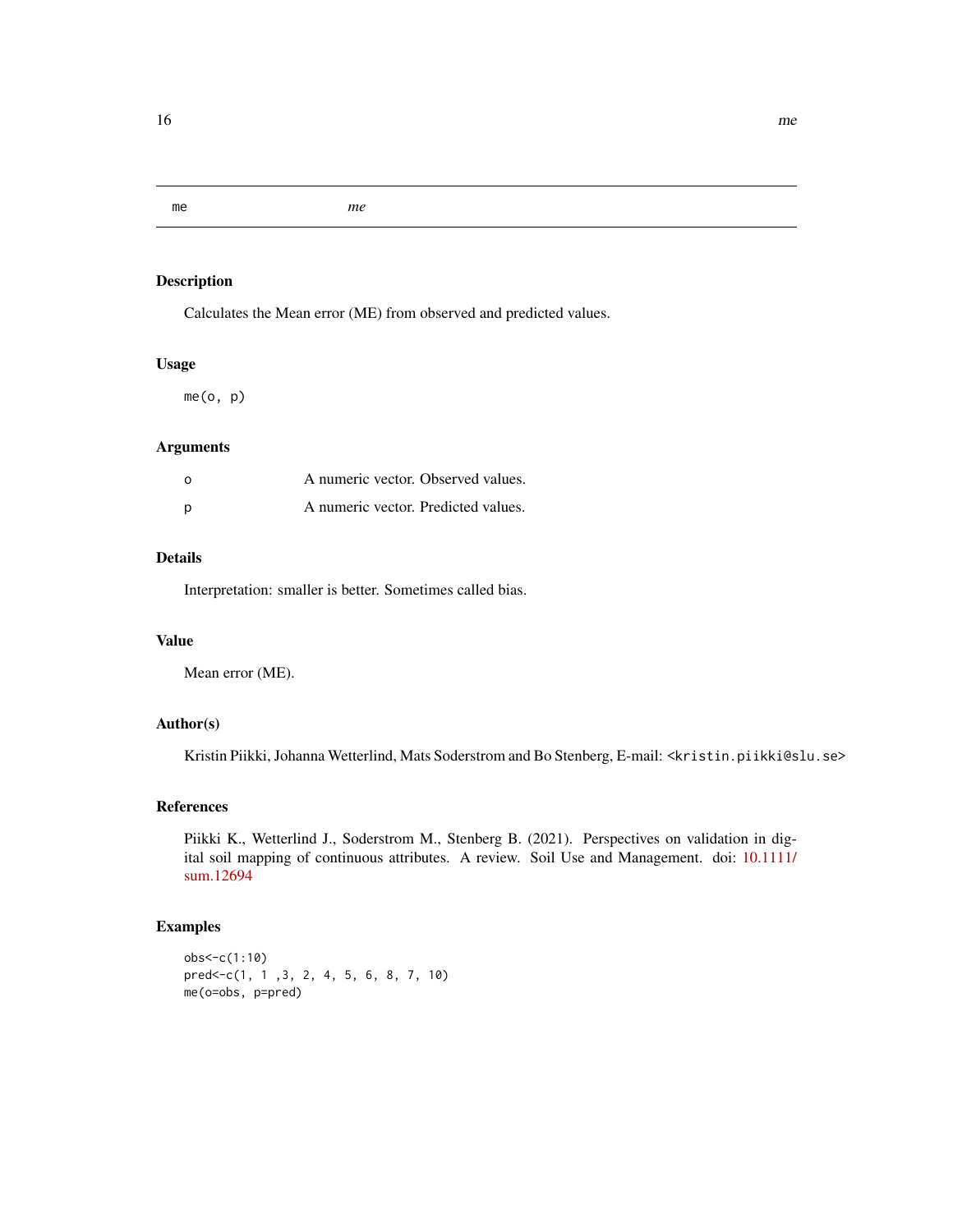## me &nbsp;&nbsp;&nbsp;&nbsp;&nbsp; *me*

### Description

Calculates the Mean error (ME) from observed and predicted values.

### Usage

```
me(o, p)
```

### Arguments

| | |
|---|---|
| o | A numeric vector. Observed values. |
| p | A numeric vector. Predicted values. |

### Details

Interpretation: smaller is better. Sometimes called bias.

### Value

Mean error (ME).

### Author(s)

Kristin Piikki, Johanna Wetterlind, Mats Soderstrom and Bo Stenberg, E-mail: <kristin.piikki@slu.se>

### References

Piikki K., Wetterlind J., Soderstrom M., Stenberg B. (2021). Perspectives on validation in digital soil mapping of continuous attributes. A review. Soil Use and Management. doi: 10.1111/sum.12694

### Examples

```
obs<-c(1:10)
pred<-c(1, 1 ,3, 2, 4, 5, 6, 8, 7, 10)
me(o=obs, p=pred)
```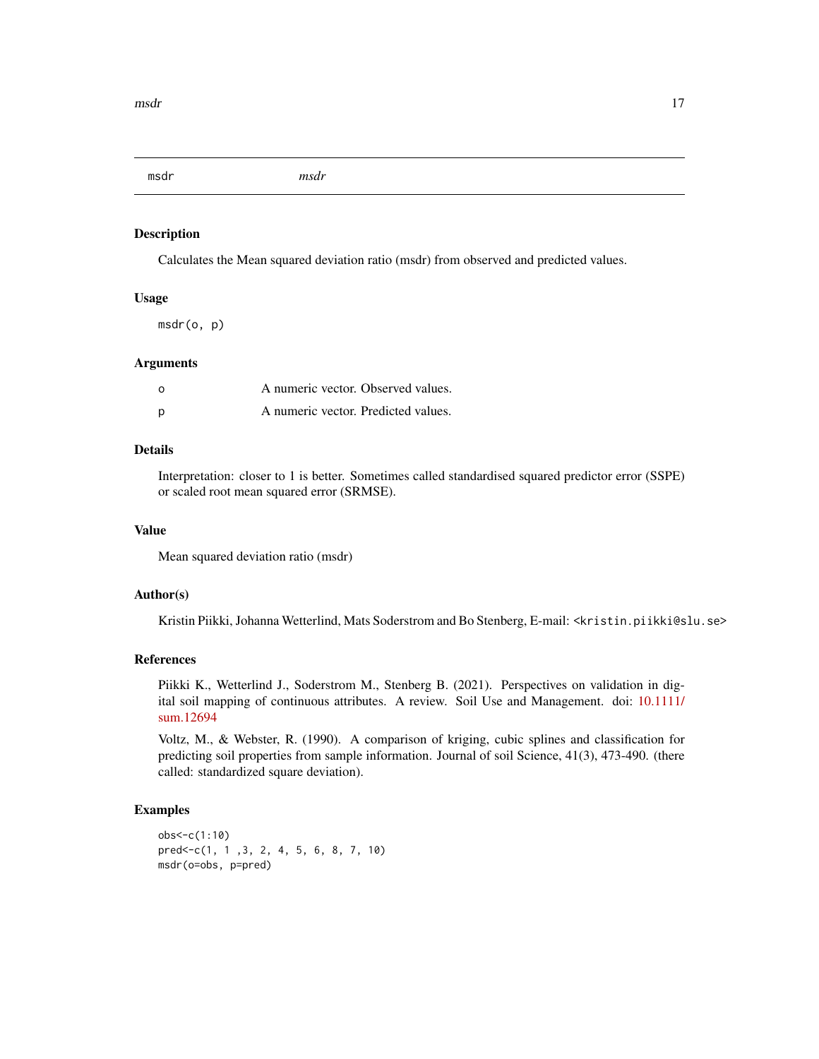# msdr *msdr*

## Description

Calculates the Mean squared deviation ratio (msdr) from observed and predicted values.

## Usage

```
msdr(o, p)
```

## Arguments

| | |
|---|---|
| o | A numeric vector. Observed values. |
| p | A numeric vector. Predicted values. |

## Details

Interpretation: closer to 1 is better. Sometimes called standardised squared predictor error (SSPE) or scaled root mean squared error (SRMSE).

## Value

Mean squared deviation ratio (msdr)

## Author(s)

Kristin Piikki, Johanna Wetterlind, Mats Soderstrom and Bo Stenberg, E-mail: <kristin.piikki@slu.se>

## References

Piikki K., Wetterlind J., Soderstrom M., Stenberg B. (2021). Perspectives on validation in digital soil mapping of continuous attributes. A review. Soil Use and Management. doi: 10.1111/sum.12694

Voltz, M., & Webster, R. (1990). A comparison of kriging, cubic splines and classification for predicting soil properties from sample information. Journal of soil Science, 41(3), 473-490. (there called: standardized square deviation).

## Examples

```
obs<-c(1:10)
pred<-c(1, 1 ,3, 2, 4, 5, 6, 8, 7, 10)
msdr(o=obs, p=pred)
```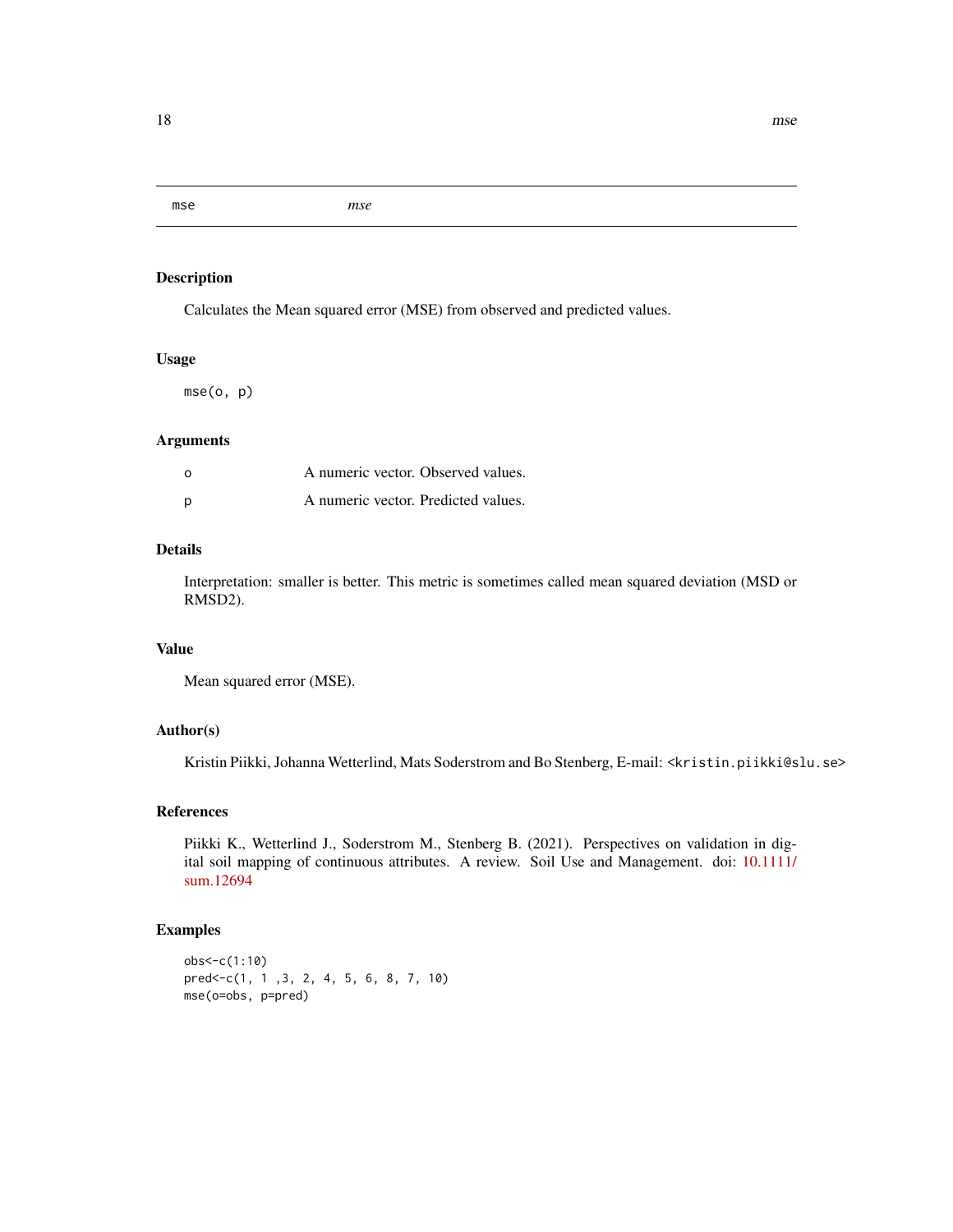## mse

*mse*

### Description

Calculates the Mean squared error (MSE) from observed and predicted values.

### Usage

```
mse(o, p)
```

### Arguments

| | |
|---|---|
| o | A numeric vector. Observed values. |
| p | A numeric vector. Predicted values. |

### Details

Interpretation: smaller is better. This metric is sometimes called mean squared deviation (MSD or RMSD2).

### Value

Mean squared error (MSE).

### Author(s)

Kristin Piikki, Johanna Wetterlind, Mats Soderstrom and Bo Stenberg, E-mail: <kristin.piikki@slu.se>

### References

Piikki K., Wetterlind J., Soderstrom M., Stenberg B. (2021). Perspectives on validation in digital soil mapping of continuous attributes. A review. Soil Use and Management. doi: 10.1111/sum.12694

### Examples

```
obs<-c(1:10)
pred<-c(1, 1 ,3, 2, 4, 5, 6, 8, 7, 10)
mse(o=obs, p=pred)
```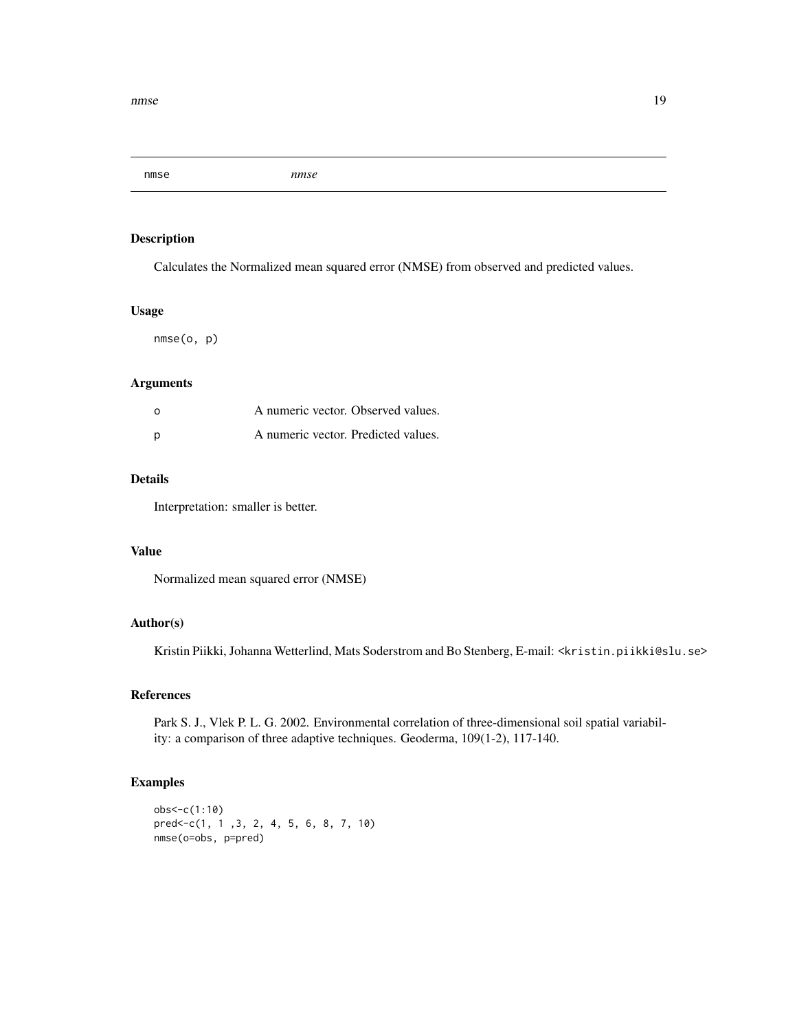nmse *nmse*

## Description

Calculates the Normalized mean squared error (NMSE) from observed and predicted values.

## Usage

```
nmse(o, p)
```

## Arguments

| | |
|---|---|
| o | A numeric vector. Observed values. |
| p | A numeric vector. Predicted values. |

## Details

Interpretation: smaller is better.

## Value

Normalized mean squared error (NMSE)

## Author(s)

Kristin Piikki, Johanna Wetterlind, Mats Soderstrom and Bo Stenberg, E-mail: <kristin.piikki@slu.se>

## References

Park S. J., Vlek P. L. G. 2002. Environmental correlation of three-dimensional soil spatial variability: a comparison of three adaptive techniques. Geoderma, 109(1-2), 117-140.

## Examples

```
obs<-c(1:10)
pred<-c(1, 1 ,3, 2, 4, 5, 6, 8, 7, 10)
nmse(o=obs, p=pred)
```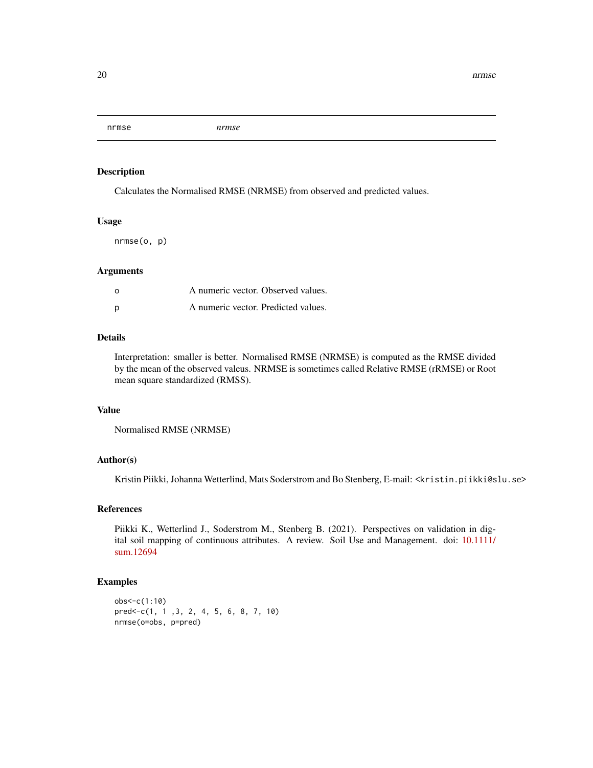## nrmse — *nrmse*

### Description

Calculates the Normalised RMSE (NRMSE) from observed and predicted values.

### Usage

```
nrmse(o, p)
```

### Arguments

| | |
|---|---|
| o | A numeric vector. Observed values. |
| p | A numeric vector. Predicted values. |

### Details

Interpretation: smaller is better. Normalised RMSE (NRMSE) is computed as the RMSE divided by the mean of the observed valeus. NRMSE is sometimes called Relative RMSE (rRMSE) or Root mean square standardized (RMSS).

### Value

Normalised RMSE (NRMSE)

### Author(s)

Kristin Piikki, Johanna Wetterlind, Mats Soderstrom and Bo Stenberg, E-mail: <kristin.piikki@slu.se>

### References

Piikki K., Wetterlind J., Soderstrom M., Stenberg B. (2021). Perspectives on validation in digital soil mapping of continuous attributes. A review. Soil Use and Management. doi: 10.1111/sum.12694

### Examples

```
obs<-c(1:10)
pred<-c(1, 1 ,3, 2, 4, 5, 6, 8, 7, 10)
nrmse(o=obs, p=pred)
```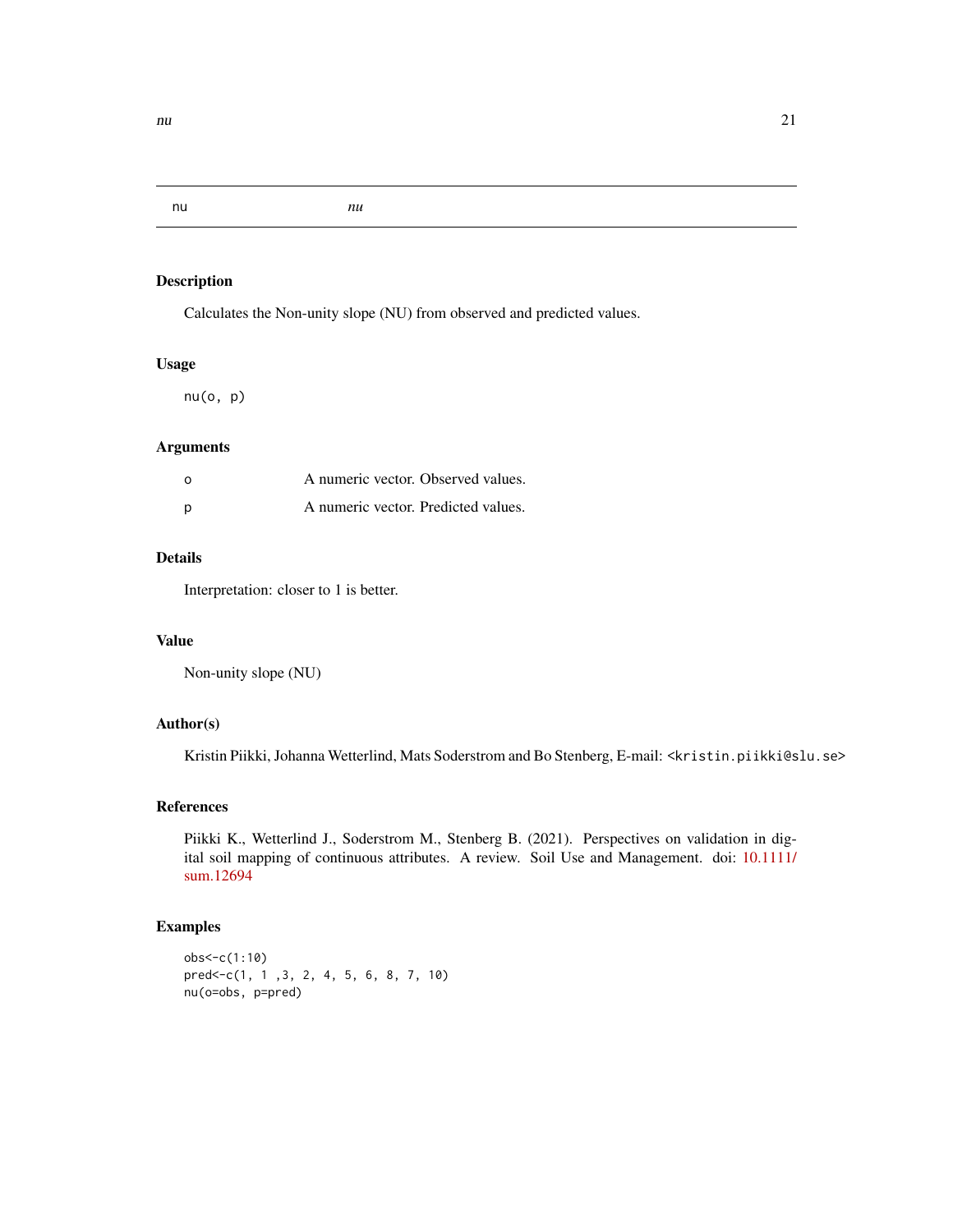# nu

*nu*

## Description

Calculates the Non-unity slope (NU) from observed and predicted values.

## Usage

```
nu(o, p)
```

## Arguments

| | |
|---|---|
| o | A numeric vector. Observed values. |
| p | A numeric vector. Predicted values. |

## Details

Interpretation: closer to 1 is better.

## Value

Non-unity slope (NU)

## Author(s)

Kristin Piikki, Johanna Wetterlind, Mats Soderstrom and Bo Stenberg, E-mail: <kristin.piikki@slu.se>

## References

Piikki K., Wetterlind J., Soderstrom M., Stenberg B. (2021). Perspectives on validation in digital soil mapping of continuous attributes. A review. Soil Use and Management. doi: 10.1111/sum.12694

## Examples

```
obs<-c(1:10)
pred<-c(1, 1 ,3, 2, 4, 5, 6, 8, 7, 10)
nu(o=obs, p=pred)
```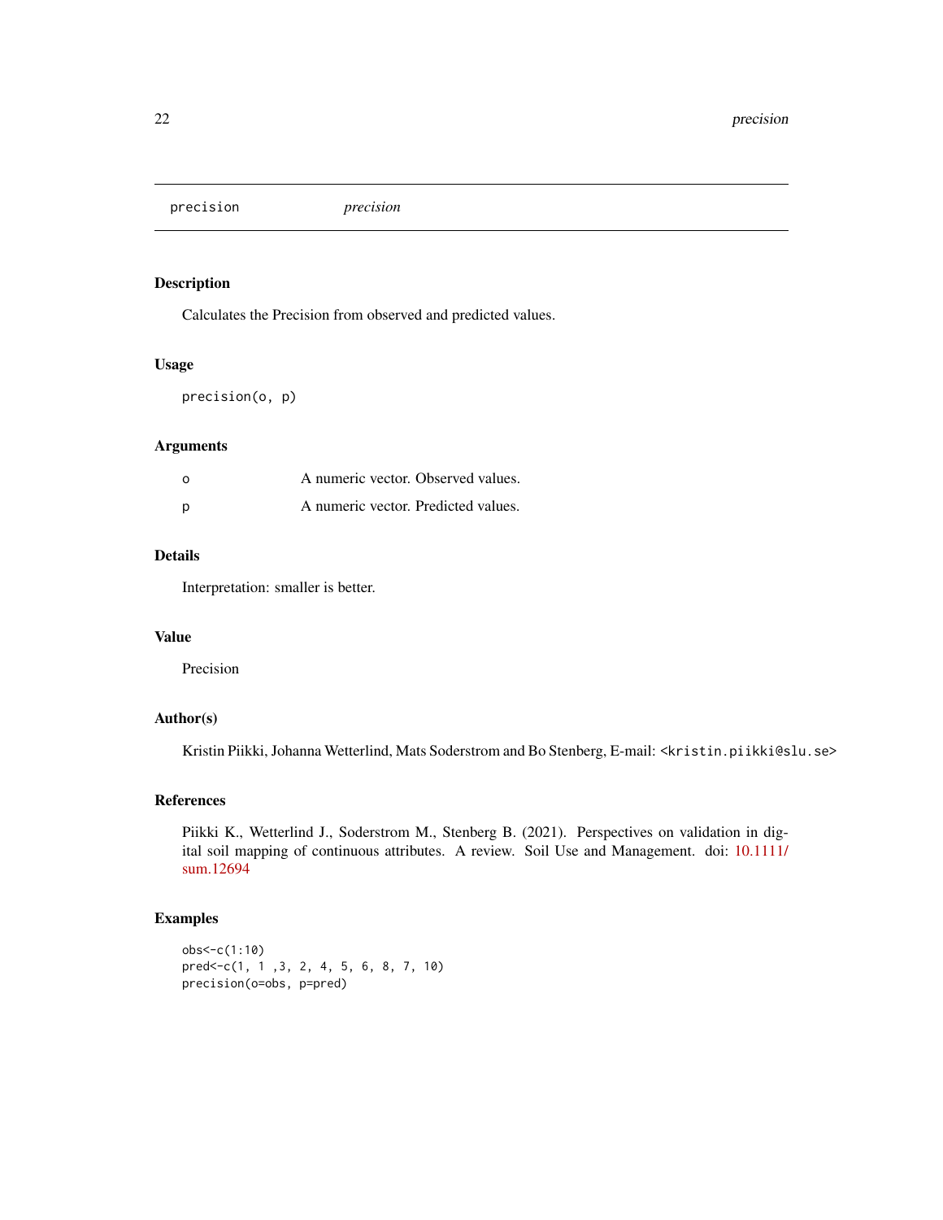precision *precision*

## Description

Calculates the Precision from observed and predicted values.

## Usage

```
precision(o, p)
```

## Arguments

| | |
|---|---|
| o | A numeric vector. Observed values. |
| p | A numeric vector. Predicted values. |

## Details

Interpretation: smaller is better.

## Value

Precision

## Author(s)

Kristin Piikki, Johanna Wetterlind, Mats Soderstrom and Bo Stenberg, E-mail: <kristin.piikki@slu.se>

## References

Piikki K., Wetterlind J., Soderstrom M., Stenberg B. (2021). Perspectives on validation in digital soil mapping of continuous attributes. A review. Soil Use and Management. doi: 10.1111/sum.12694

## Examples

```
obs<-c(1:10)
pred<-c(1, 1 ,3, 2, 4, 5, 6, 8, 7, 10)
precision(o=obs, p=pred)
```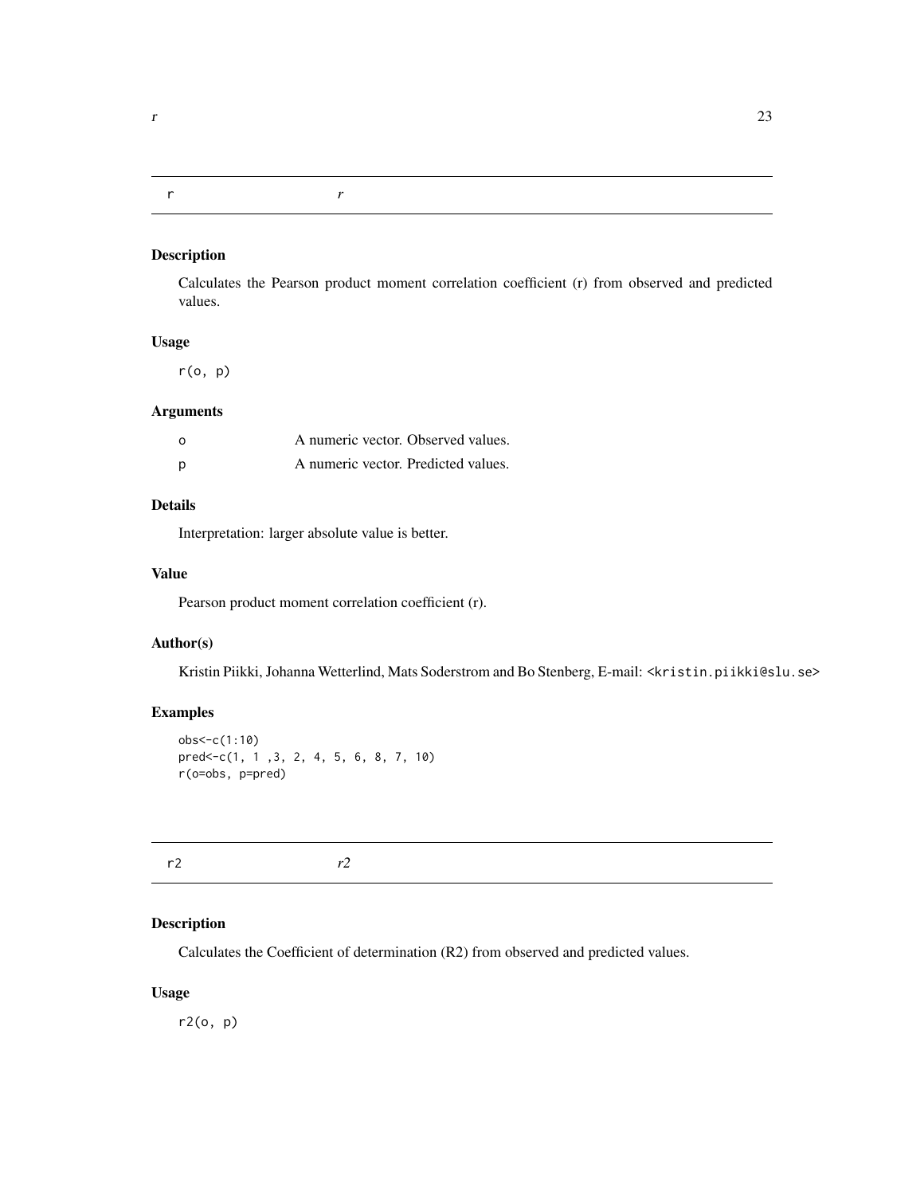## r *r*

### Description

Calculates the Pearson product moment correlation coefficient (r) from observed and predicted values.

### Usage

```
r(o, p)
```

### Arguments

| | |
|---|---|
| o | A numeric vector. Observed values. |
| p | A numeric vector. Predicted values. |

### Details

Interpretation: larger absolute value is better.

### Value

Pearson product moment correlation coefficient (r).

### Author(s)

Kristin Piikki, Johanna Wetterlind, Mats Soderstrom and Bo Stenberg, E-mail: <kristin.piikki@slu.se>

### Examples

```
obs<-c(1:10)
pred<-c(1, 1 ,3, 2, 4, 5, 6, 8, 7, 10)
r(o=obs, p=pred)
```

## r2 *r2*

### Description

Calculates the Coefficient of determination (R2) from observed and predicted values.

### Usage

```
r2(o, p)
```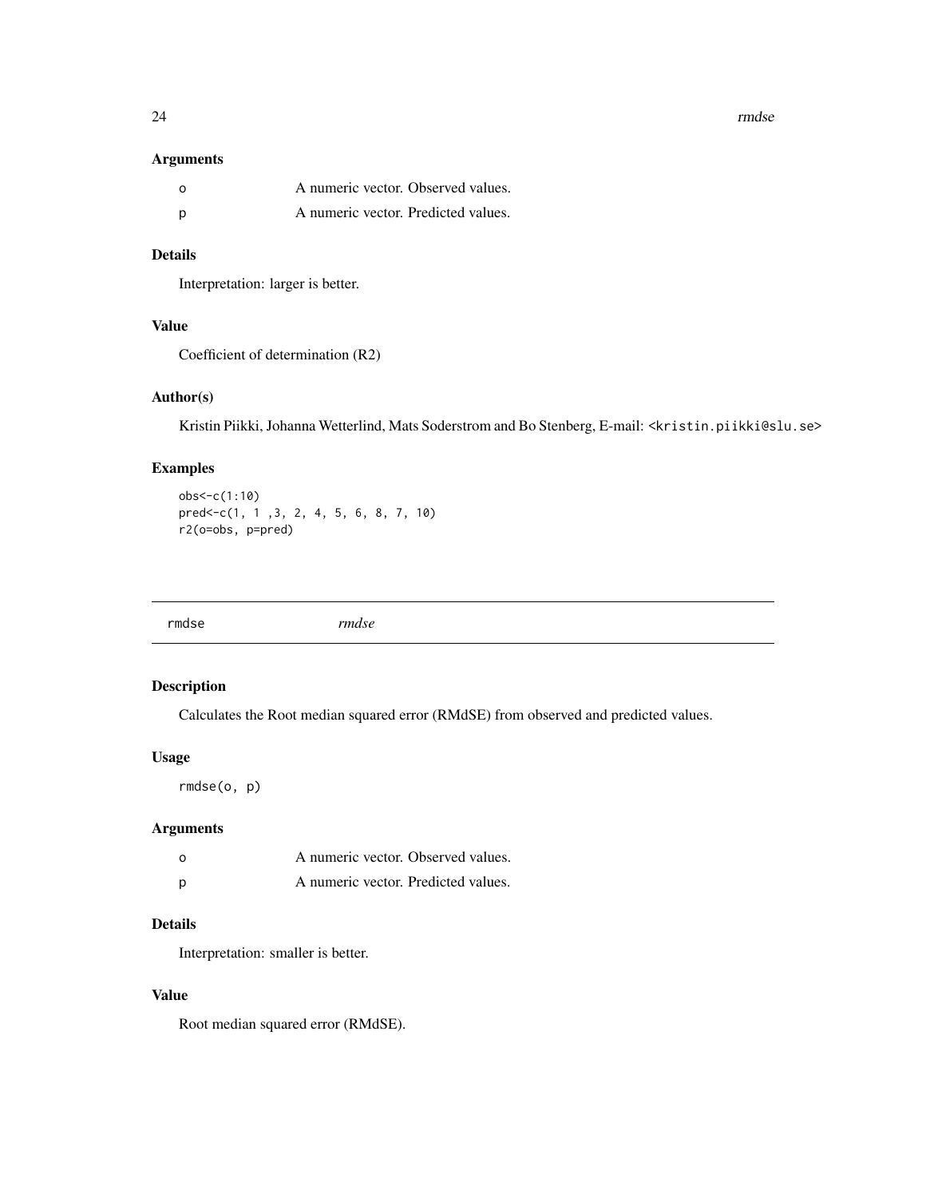### Arguments

| | |
|---|---|
| o | A numeric vector. Observed values. |
| p | A numeric vector. Predicted values. |

### Details

Interpretation: larger is better.

### Value

Coefficient of determination (R2)

### Author(s)

Kristin Piikki, Johanna Wetterlind, Mats Soderstrom and Bo Stenberg, E-mail: <kristin.piikki@slu.se>

### Examples

```
obs<-c(1:10)
pred<-c(1, 1 ,3, 2, 4, 5, 6, 8, 7, 10)
r2(o=obs, p=pred)
```

---

## rmdse *rmdse*

---

### Description

Calculates the Root median squared error (RMdSE) from observed and predicted values.

### Usage

```
rmdse(o, p)
```

### Arguments

| | |
|---|---|
| o | A numeric vector. Observed values. |
| p | A numeric vector. Predicted values. |

### Details

Interpretation: smaller is better.

### Value

Root median squared error (RMdSE).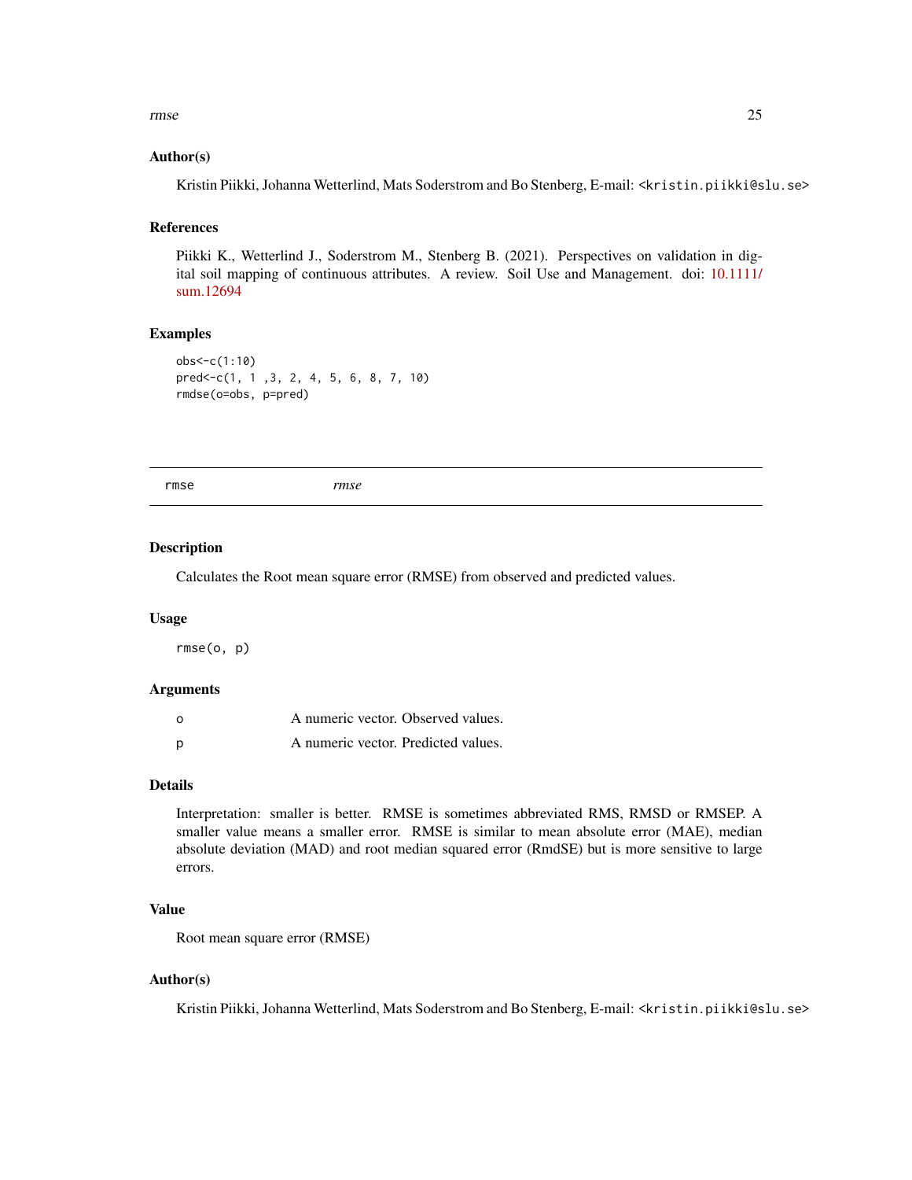### Author(s)

Kristin Piikki, Johanna Wetterlind, Mats Soderstrom and Bo Stenberg, E-mail: <kristin.piikki@slu.se>

### References

Piikki K., Wetterlind J., Soderstrom M., Stenberg B. (2021). Perspectives on validation in digital soil mapping of continuous attributes. A review. Soil Use and Management. doi: 10.1111/sum.12694

### Examples

```
obs<-c(1:10)
pred<-c(1, 1 ,3, 2, 4, 5, 6, 8, 7, 10)
rmdse(o=obs, p=pred)
```

---

## rmse *rmse*

---

### Description

Calculates the Root mean square error (RMSE) from observed and predicted values.

### Usage

```
rmse(o, p)
```

### Arguments

| | |
|---|---|
| o | A numeric vector. Observed values. |
| p | A numeric vector. Predicted values. |

### Details

Interpretation: smaller is better. RMSE is sometimes abbreviated RMS, RMSD or RMSEP. A smaller value means a smaller error. RMSE is similar to mean absolute error (MAE), median absolute deviation (MAD) and root median squared error (RmdSE) but is more sensitive to large errors.

### Value

Root mean square error (RMSE)

### Author(s)

Kristin Piikki, Johanna Wetterlind, Mats Soderstrom and Bo Stenberg, E-mail: <kristin.piikki@slu.se>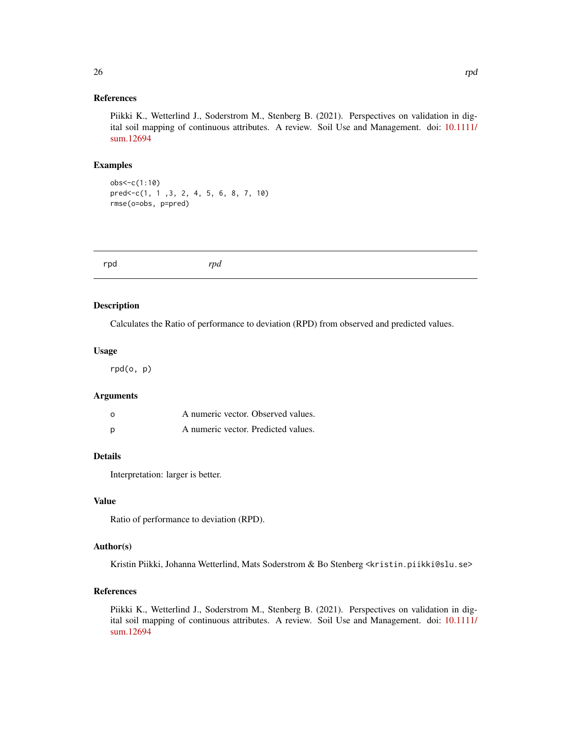### References

Piikki K., Wetterlind J., Soderstrom M., Stenberg B. (2021). Perspectives on validation in digital soil mapping of continuous attributes. A review. Soil Use and Management. doi: 10.1111/sum.12694

### Examples

```
obs<-c(1:10)
pred<-c(1, 1 ,3, 2, 4, 5, 6, 8, 7, 10)
rmse(o=obs, p=pred)
```

---

## rpd *rpd*

---

### Description

Calculates the Ratio of performance to deviation (RPD) from observed and predicted values.

### Usage

```
rpd(o, p)
```

### Arguments

| | |
|---|---|
| o | A numeric vector. Observed values. |
| p | A numeric vector. Predicted values. |

### Details

Interpretation: larger is better.

### Value

Ratio of performance to deviation (RPD).

### Author(s)

Kristin Piikki, Johanna Wetterlind, Mats Soderstrom & Bo Stenberg <kristin.piikki@slu.se>

### References

Piikki K., Wetterlind J., Soderstrom M., Stenberg B. (2021). Perspectives on validation in digital soil mapping of continuous attributes. A review. Soil Use and Management. doi: 10.1111/sum.12694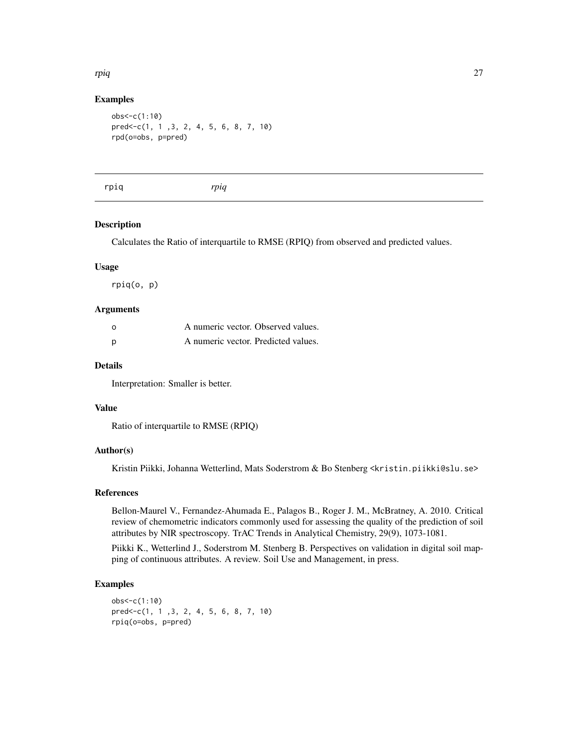## Examples

```
obs<-c(1:10)
pred<-c(1, 1 ,3, 2, 4, 5, 6, 8, 7, 10)
rpd(o=obs, p=pred)
```

---

## rpiq *rpiq*

---

### Description

Calculates the Ratio of interquartile to RMSE (RPIQ) from observed and predicted values.

### Usage

```
rpiq(o, p)
```

### Arguments

| | |
|---|---|
| o | A numeric vector. Observed values. |
| p | A numeric vector. Predicted values. |

### Details

Interpretation: Smaller is better.

### Value

Ratio of interquartile to RMSE (RPIQ)

### Author(s)

Kristin Piikki, Johanna Wetterlind, Mats Soderstrom & Bo Stenberg <kristin.piikki@slu.se>

### References

Bellon-Maurel V., Fernandez-Ahumada E., Palagos B., Roger J. M., McBratney, A. 2010. Critical review of chemometric indicators commonly used for assessing the quality of the prediction of soil attributes by NIR spectroscopy. TrAC Trends in Analytical Chemistry, 29(9), 1073-1081.

Piikki K., Wetterlind J., Soderstrom M. Stenberg B. Perspectives on validation in digital soil mapping of continuous attributes. A review. Soil Use and Management, in press.

### Examples

```
obs<-c(1:10)
pred<-c(1, 1 ,3, 2, 4, 5, 6, 8, 7, 10)
rpiq(o=obs, p=pred)
```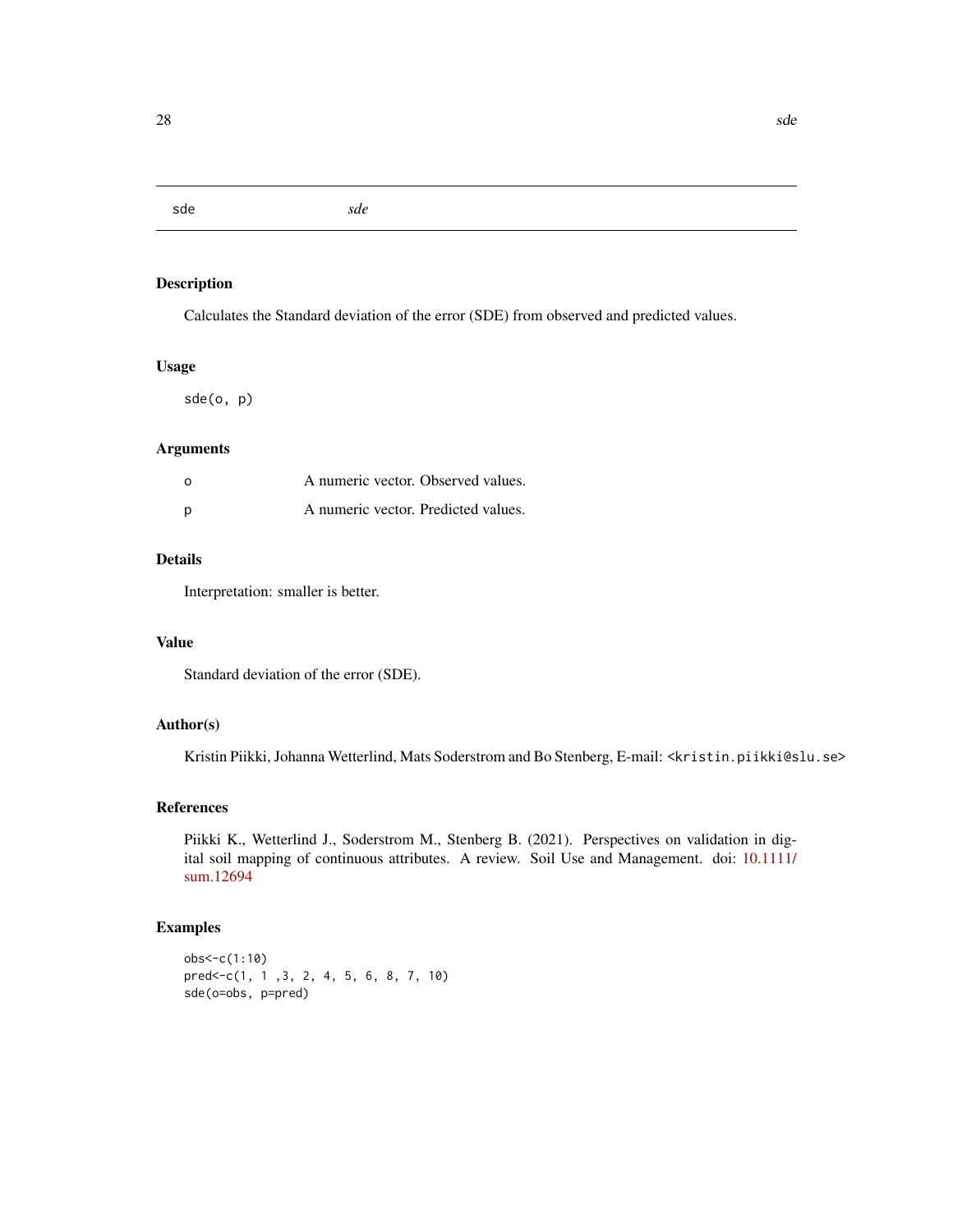# sde

*sde*

## Description

Calculates the Standard deviation of the error (SDE) from observed and predicted values.

## Usage

```
sde(o, p)
```

## Arguments

| | |
|---|---|
| o | A numeric vector. Observed values. |
| p | A numeric vector. Predicted values. |

## Details

Interpretation: smaller is better.

## Value

Standard deviation of the error (SDE).

## Author(s)

Kristin Piikki, Johanna Wetterlind, Mats Soderstrom and Bo Stenberg, E-mail: <kristin.piikki@slu.se>

## References

Piikki K., Wetterlind J., Soderstrom M., Stenberg B. (2021). Perspectives on validation in digital soil mapping of continuous attributes. A review. Soil Use and Management. doi: 10.1111/sum.12694

## Examples

```
obs<-c(1:10)
pred<-c(1, 1 ,3, 2, 4, 5, 6, 8, 7, 10)
sde(o=obs, p=pred)
```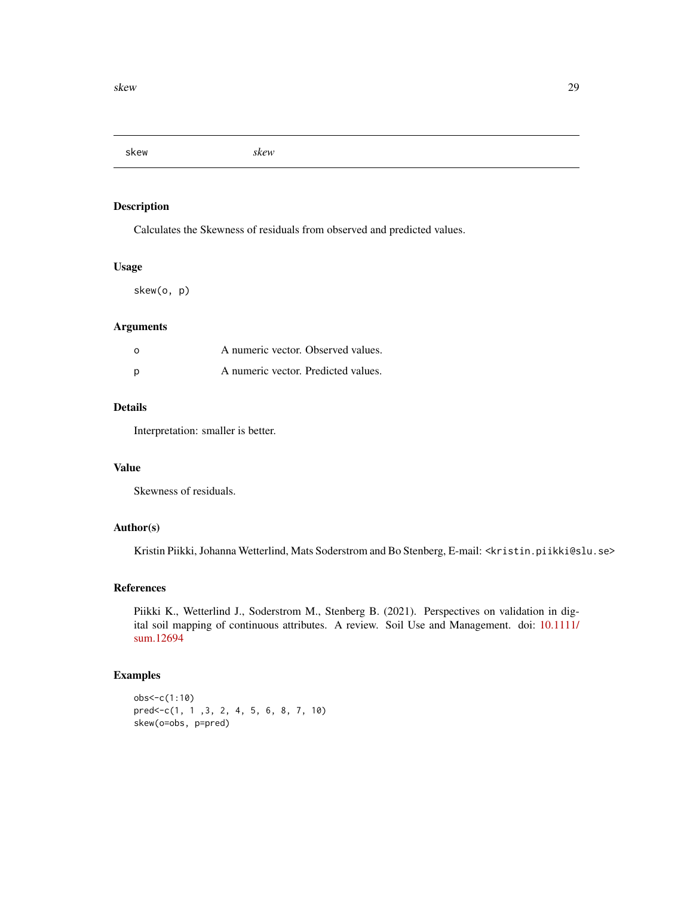## skew — *skew*

### Description

Calculates the Skewness of residuals from observed and predicted values.

### Usage

```
skew(o, p)
```

### Arguments

| | |
|---|---|
| `o` | A numeric vector. Observed values. |
| `p` | A numeric vector. Predicted values. |

### Details

Interpretation: smaller is better.

### Value

Skewness of residuals.

### Author(s)

Kristin Piikki, Johanna Wetterlind, Mats Soderstrom and Bo Stenberg, E-mail: <kristin.piikki@slu.se>

### References

Piikki K., Wetterlind J., Soderstrom M., Stenberg B. (2021). Perspectives on validation in digital soil mapping of continuous attributes. A review. Soil Use and Management. doi: 10.1111/sum.12694

### Examples

```
obs<-c(1:10)
pred<-c(1, 1 ,3, 2, 4, 5, 6, 8, 7, 10)
skew(o=obs, p=pred)
```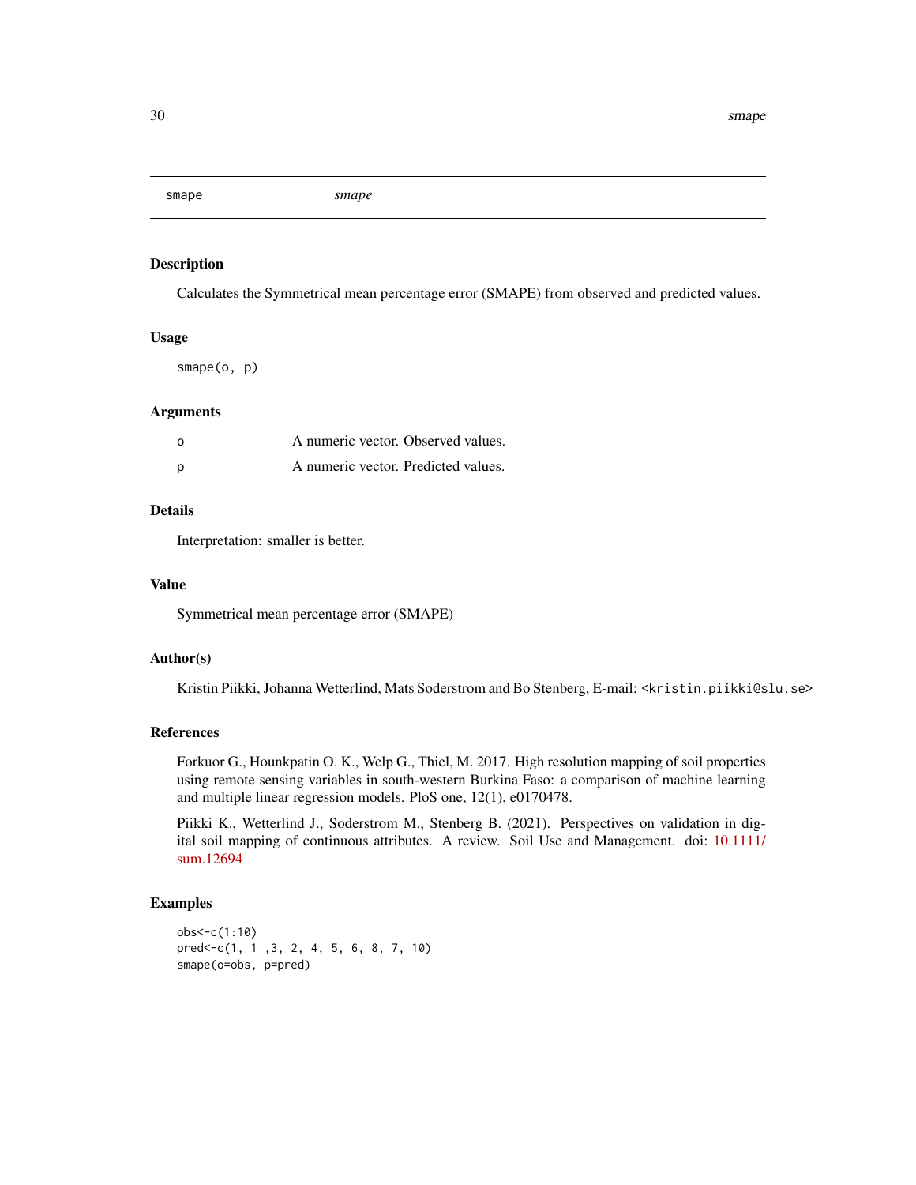## smape — *smape*

### Description

Calculates the Symmetrical mean percentage error (SMAPE) from observed and predicted values.

### Usage

```
smape(o, p)
```

### Arguments

| | |
|---|---|
| o | A numeric vector. Observed values. |
| p | A numeric vector. Predicted values. |

### Details

Interpretation: smaller is better.

### Value

Symmetrical mean percentage error (SMAPE)

### Author(s)

Kristin Piikki, Johanna Wetterlind, Mats Soderstrom and Bo Stenberg, E-mail: <kristin.piikki@slu.se>

### References

Forkuor G., Hounkpatin O. K., Welp G., Thiel, M. 2017. High resolution mapping of soil properties using remote sensing variables in south-western Burkina Faso: a comparison of machine learning and multiple linear regression models. PloS one, 12(1), e0170478.

Piikki K., Wetterlind J., Soderstrom M., Stenberg B. (2021). Perspectives on validation in digital soil mapping of continuous attributes. A review. Soil Use and Management. doi: 10.1111/sum.12694

### Examples

```
obs<-c(1:10)
pred<-c(1, 1 ,3, 2, 4, 5, 6, 8, 7, 10)
smape(o=obs, p=pred)
```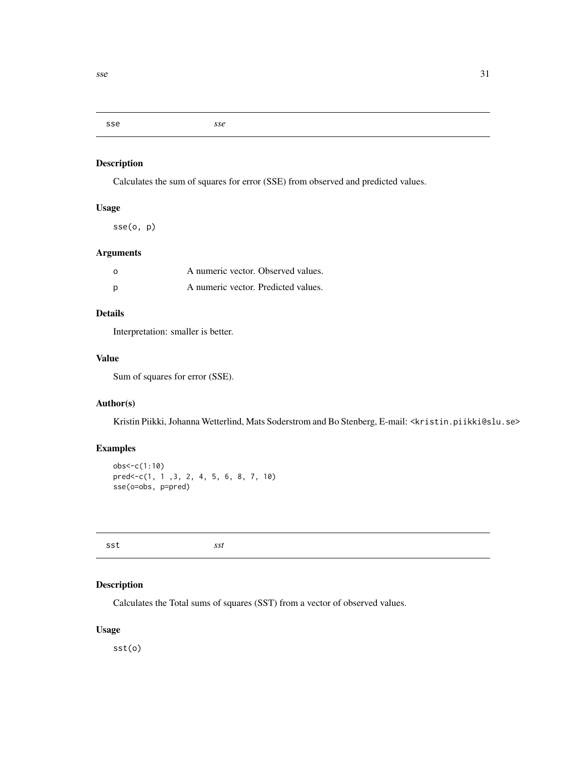## sse — *sse*

### Description

Calculates the sum of squares for error (SSE) from observed and predicted values.

### Usage

```
sse(o, p)
```

### Arguments

| | |
|---|---|
| o | A numeric vector. Observed values. |
| p | A numeric vector. Predicted values. |

### Details

Interpretation: smaller is better.

### Value

Sum of squares for error (SSE).

### Author(s)

Kristin Piikki, Johanna Wetterlind, Mats Soderstrom and Bo Stenberg, E-mail: <kristin.piikki@slu.se>

### Examples

```
obs<-c(1:10)
pred<-c(1, 1 ,3, 2, 4, 5, 6, 8, 7, 10)
sse(o=obs, p=pred)
```

## sst — *sst*

### Description

Calculates the Total sums of squares (SST) from a vector of observed values.

### Usage

```
sst(o)
```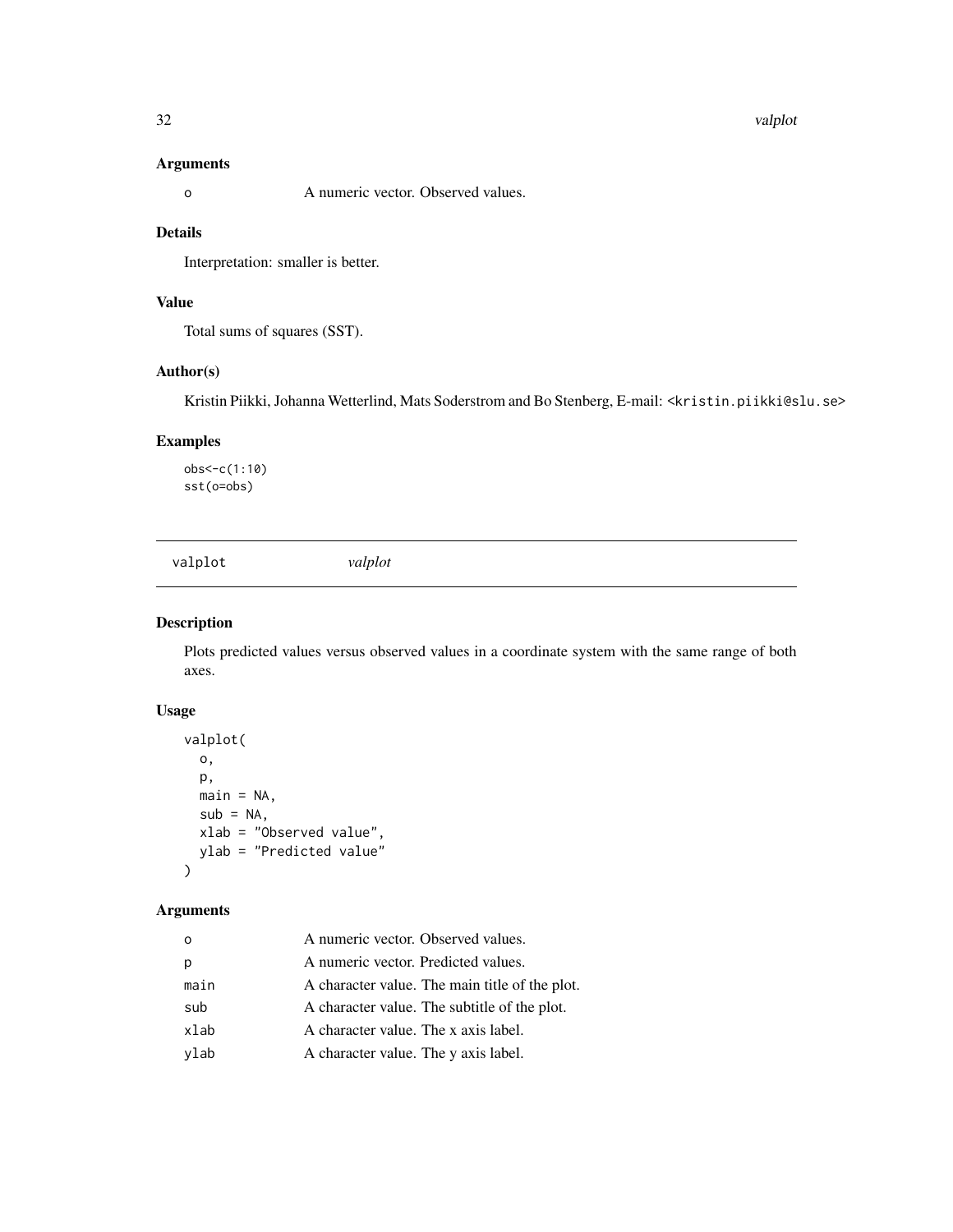### Arguments

| | |
|---|---|
| o | A numeric vector. Observed values. |

### Details

Interpretation: smaller is better.

### Value

Total sums of squares (SST).

### Author(s)

Kristin Piikki, Johanna Wetterlind, Mats Soderstrom and Bo Stenberg, E-mail: <kristin.piikki@slu.se>

### Examples

```
obs<-c(1:10)
sst(o=obs)
```

---

## valplot &nbsp;&nbsp;&nbsp;&nbsp; *valplot*

---

### Description

Plots predicted values versus observed values in a coordinate system with the same range of both axes.

### Usage

```
valplot(
  o,
  p,
  main = NA,
  sub = NA,
  xlab = "Observed value",
  ylab = "Predicted value"
)
```

### Arguments

| | |
|---|---|
| o | A numeric vector. Observed values. |
| p | A numeric vector. Predicted values. |
| main | A character value. The main title of the plot. |
| sub | A character value. The subtitle of the plot. |
| xlab | A character value. The x axis label. |
| ylab | A character value. The y axis label. |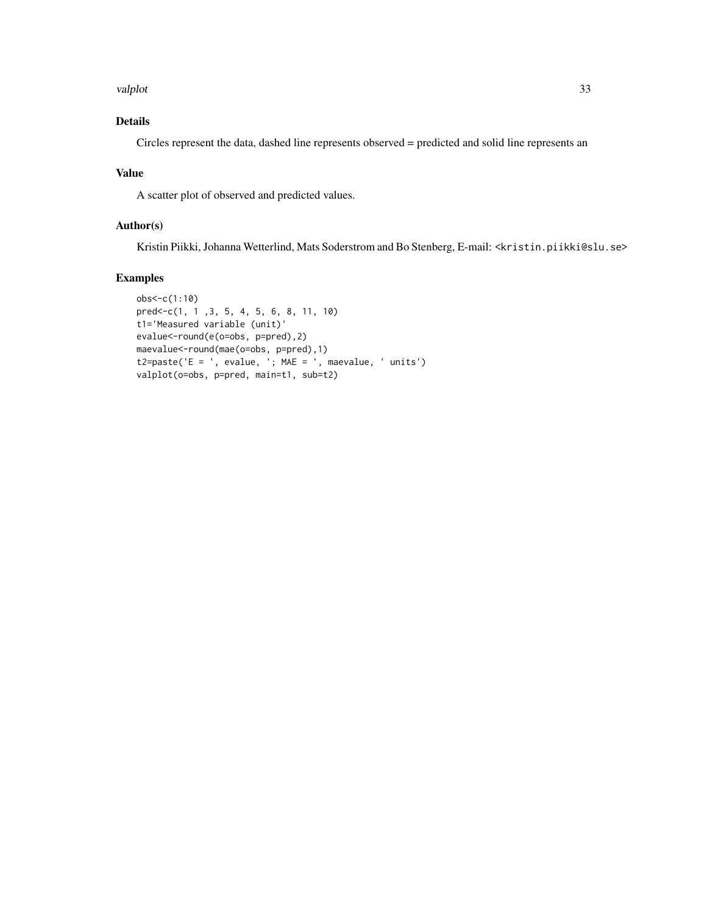## Details

Circles represent the data, dashed line represents observed = predicted and solid line represents an

## Value

A scatter plot of observed and predicted values.

## Author(s)

Kristin Piikki, Johanna Wetterlind, Mats Soderstrom and Bo Stenberg, E-mail: <kristin.piikki@slu.se>

## Examples

```
obs<-c(1:10)
pred<-c(1, 1 ,3, 5, 4, 5, 6, 8, 11, 10)
t1='Measured variable (unit)'
evalue<-round(e(o=obs, p=pred),2)
maevalue<-round(mae(o=obs, p=pred),1)
t2=paste('E = ', evalue, '; MAE = ', maevalue, ' units')
valplot(o=obs, p=pred, main=t1, sub=t2)
```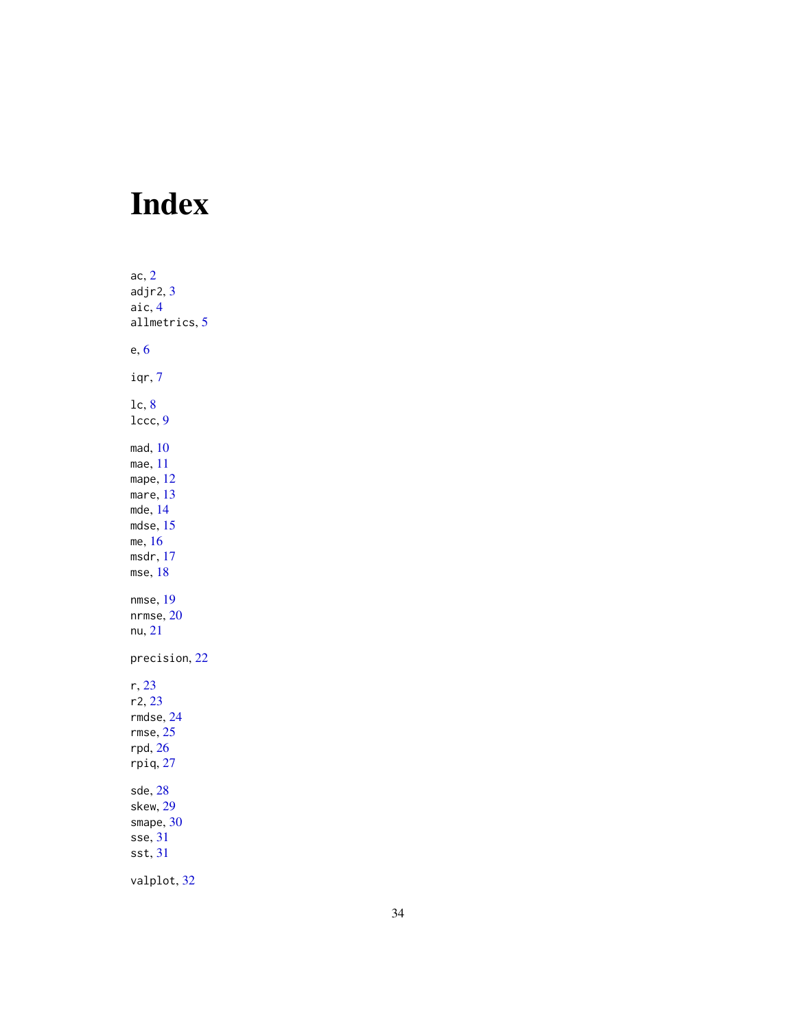# Index

ac, 2
adjr2, 3
aic, 4
allmetrics, 5

e, 6

iqr, 7

lc, 8
lccc, 9

mad, 10
mae, 11
mape, 12
mare, 13
mde, 14
mdse, 15
me, 16
msdr, 17
mse, 18

nmse, 19
nrmse, 20
nu, 21

precision, 22

r, 23
r2, 23
rmdse, 24
rmse, 25
rpd, 26
rpiq, 27

sde, 28
skew, 29
smape, 30
sse, 31
sst, 31

valplot, 32